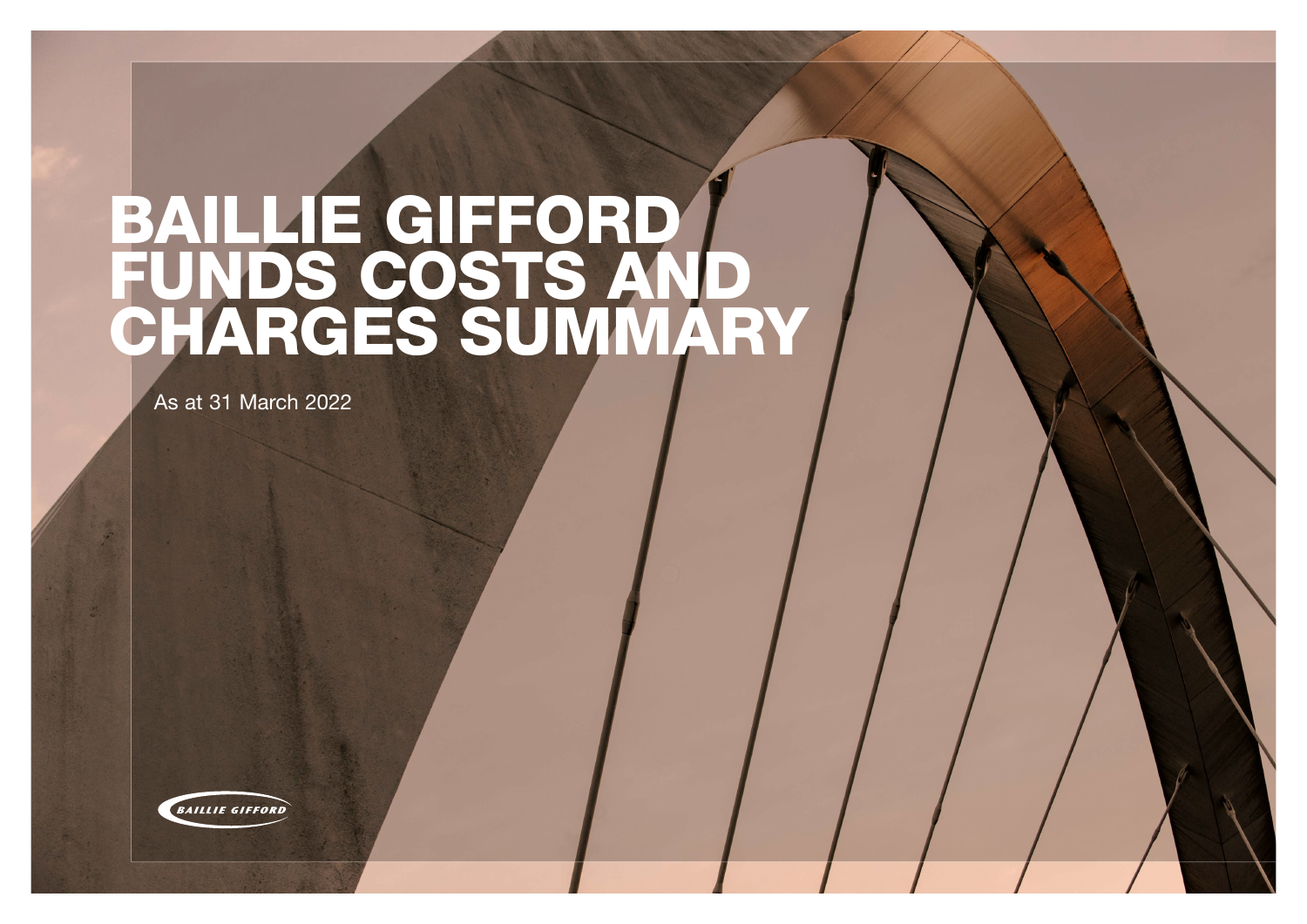# BAILLIE GIFFORD FUNDS COSTS AND CHARGES SUMMARY

As at 31 March 2022

BAILLIE GIFFORD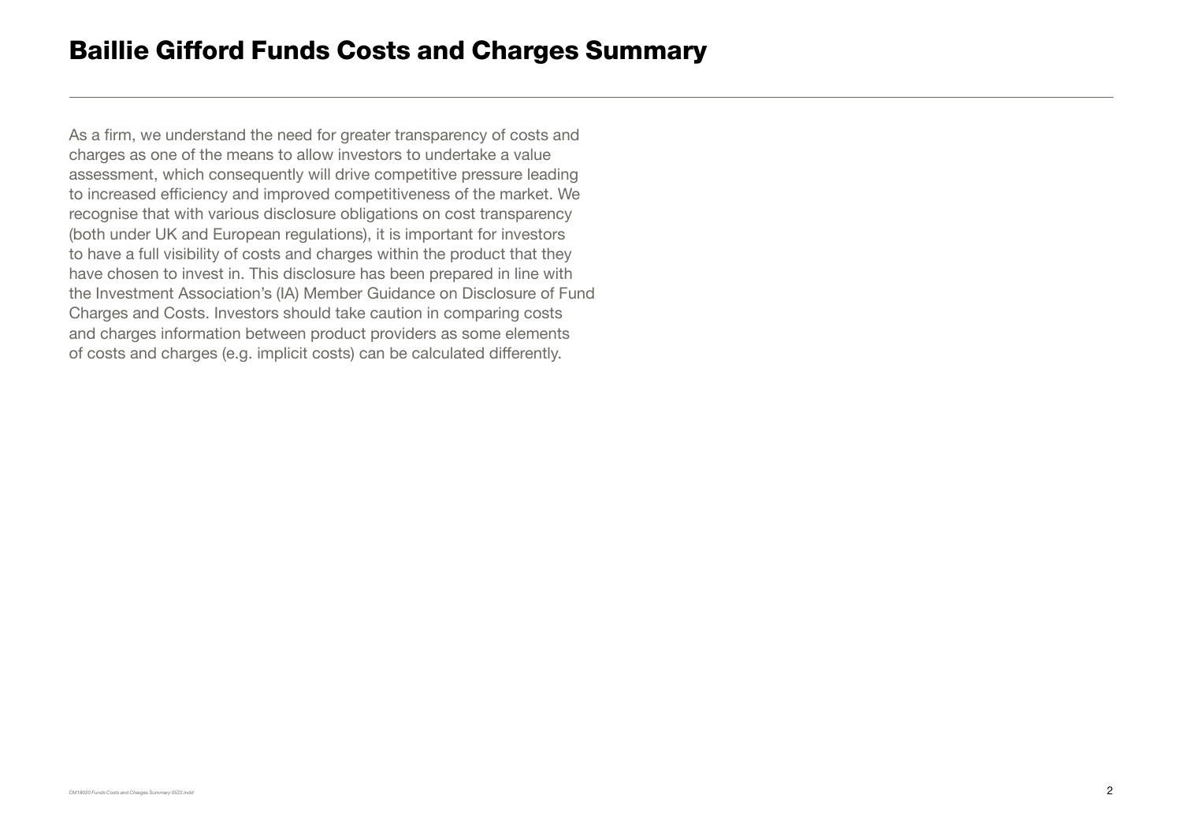# Baillie Gifford Funds Costs and Charges Summary

As a firm, we understand the need for greater transparency of costs and charges as one of the means to allow investors to undertake a value assessment, which consequently will drive competitive pressure leading to increased efficiency and improved competitiveness of the market. We recognise that with various disclosure obligations on cost transparency (both under UK and European regulations), it is important for investors to have a full visibility of costs and charges within the product that they have chosen to invest in. This disclosure has been prepared in line with the Investment Association's (IA) Member Guidance on Disclosure of Fund Charges and Costs. Investors should take caution in comparing costs and charges information between product providers as some elements of costs and charges (e.g. implicit costs) can be calculated differently.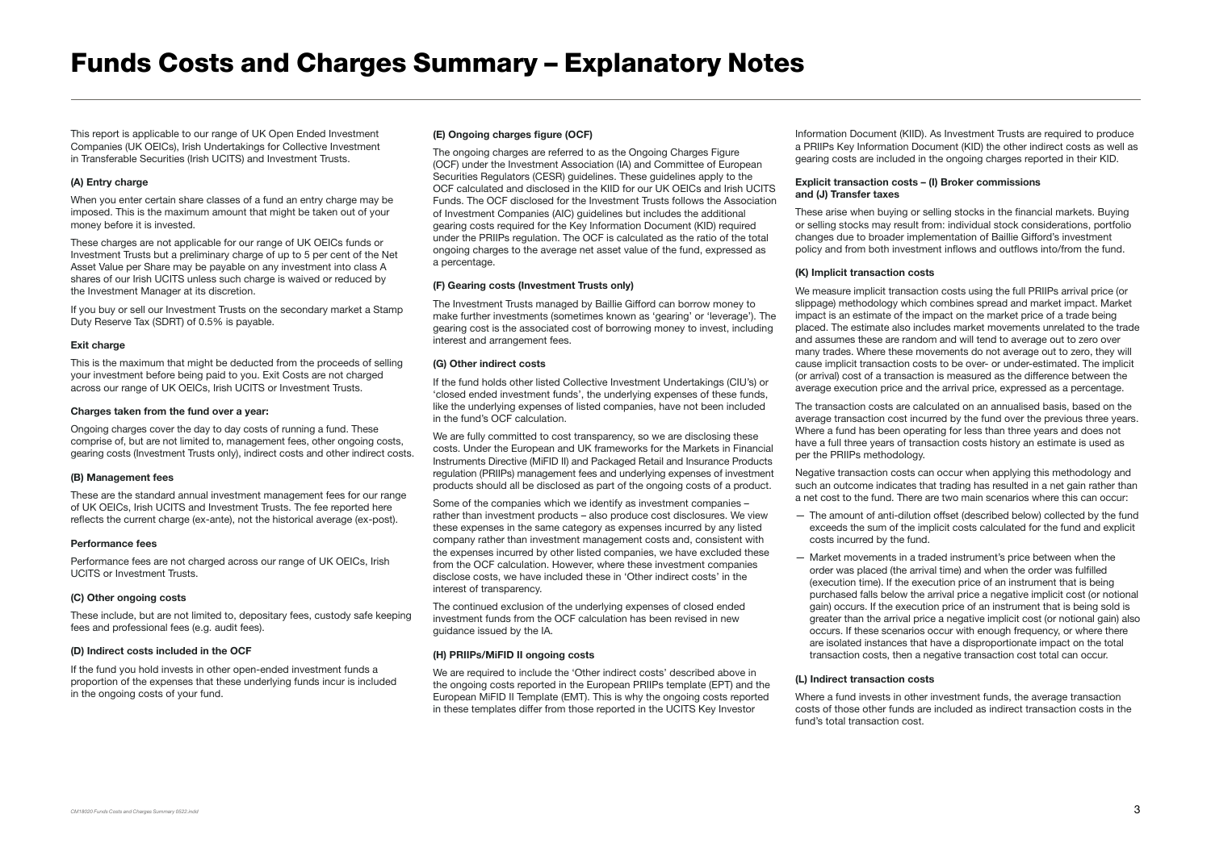# Funds Costs and Charges Summary – Explanatory Notes

This report is applicable to our range of UK Open Ended Investment Companies (UK OEICs), Irish Undertakings for Collective Investment in Transferable Securities (Irish UCITS) and Investment Trusts.

### (A) Entry charge

When you enter certain share classes of a fund an entry charge may be imposed. This is the maximum amount that might be taken out of your money before it is invested.

These charges are not applicable for our range of UK OEICs funds or Investment Trusts but a preliminary charge of up to 5 per cent of the Net Asset Value per Share may be payable on any investment into class A shares of our Irish UCITS unless such charge is waived or reduced by the Investment Manager at its discretion.

If you buy or sell our Investment Trusts on the secondary market a Stamp Duty Reserve Tax (SDRT) of 0.5% is payable.

### Exit charge

This is the maximum that might be deducted from the proceeds of selling your investment before being paid to you. Exit Costs are not charged across our range of UK OEICs, Irish UCITS or Investment Trusts.

### Charges taken from the fund over a year:

Ongoing charges cover the day to day costs of running a fund. These comprise of, but are not limited to, management fees, other ongoing costs, gearing costs (Investment Trusts only), indirect costs and other indirect costs.

### (B) Management fees

These are the standard annual investment management fees for our range of UK OEICs, Irish UCITS and Investment Trusts. The fee reported here reflects the current charge (ex-ante), not the historical average (ex-post).

### Performance fees

Performance fees are not charged across our range of UK OEICs, Irish UCITS or Investment Trusts.

### (C) Other ongoing costs

These include, but are not limited to, depositary fees, custody safe keeping fees and professional fees (e.g. audit fees).

### (D) Indirect costs included in the OCF

If the fund you hold invests in other open-ended investment funds a proportion of the expenses that these underlying funds incur is included in the ongoing costs of your fund.

### (E) Ongoing charges figure (OCF)

The ongoing charges are referred to as the Ongoing Charges Figure (OCF) under the Investment Association (IA) and Committee of European Securities Regulators (CESR) guidelines. These guidelines apply to the OCF calculated and disclosed in the KIID for our UK OEICs and Irish UCITS Funds. The OCF disclosed for the Investment Trusts follows the Association of Investment Companies (AIC) guidelines but includes the additional gearing costs required for the Key Information Document (KID) required under the PRIIPs regulation. The OCF is calculated as the ratio of the total ongoing charges to the average net asset value of the fund, expressed as a percentage.

### (F) Gearing costs (Investment Trusts only)

The Investment Trusts managed by Baillie Gifford can borrow money to make further investments (sometimes known as 'gearing' or 'leverage'). The gearing cost is the associated cost of borrowing money to invest, including interest and arrangement fees.

### (G) Other indirect costs

If the fund holds other listed Collective Investment Undertakings (CIU's) or 'closed ended investment funds', the underlying expenses of these funds, like the underlying expenses of listed companies, have not been included in the fund's OCF calculation.

We are fully committed to cost transparency, so we are disclosing these costs. Under the European and UK frameworks for the Markets in Financial Instruments Directive (MiFID II) and Packaged Retail and Insurance Products regulation (PRIIPs) management fees and underlying expenses of investment products should all be disclosed as part of the ongoing costs of a product.

Some of the companies which we identify as investment companies – rather than investment products – also produce cost disclosures. We view these expenses in the same category as expenses incurred by any listed company rather than investment management costs and, consistent with the expenses incurred by other listed companies, we have excluded these from the OCF calculation. However, where these investment companies disclose costs, we have included these in 'Other indirect costs' in the interest of transparency.

The continued exclusion of the underlying expenses of closed ended investment funds from the OCF calculation has been revised in new guidance issued by the IA.

### (H) PRIIPs/MiFID II ongoing costs

We are required to include the 'Other indirect costs' described above in the ongoing costs reported in the European PRIIPs template (EPT) and the European MiFID II Template (EMT). This is why the ongoing costs reported in these templates differ from those reported in the UCITS Key Investor Information Document (KIID). As Investment Trusts are required to produce a PRIIPs Key Information Document (KID) the other indirect costs as well as gearing costs are included in the ongoing charges reported in their KID.

### Explicit transaction costs – (I) Broker commissions and (J) Transfer taxes

These arise when buying or selling stocks in the financial markets. Buying or selling stocks may result from: individual stock considerations, portfolio changes due to broader implementation of Baillie Gifford's investment policy and from both investment inflows and outflows into/from the fund.

### (K) Implicit transaction costs

We measure implicit transaction costs using the full PRIIPs arrival price (or slippage) methodology which combines spread and market impact. Market impact is an estimate of the impact on the market price of a trade being placed. The estimate also includes market movements unrelated to the trade and assumes these are random and will tend to average out to zero over many trades. Where these movements do not average out to zero, they will cause implicit transaction costs to be over- or under-estimated. The implicit (or arrival) cost of a transaction is measured as the difference between the average execution price and the arrival price, expressed as a percentage.

The transaction costs are calculated on an annualised basis, based on the average transaction cost incurred by the fund over the previous three years. Where a fund has been operating for less than three years and does not have a full three years of transaction costs history an estimate is used as per the PRIIPs methodology.

Negative transaction costs can occur when applying this methodology and such an outcome indicates that trading has resulted in a net gain rather than a net cost to the fund. There are two main scenarios where this can occur:

- The amount of anti-dilution offset (described below) collected by the fund exceeds the sum of the implicit costs calculated for the fund and explicit costs incurred by the fund.
- Market movements in a traded instrument's price between when the order was placed (the arrival time) and when the order was fulfilled (execution time). If the execution price of an instrument that is being purchased falls below the arrival price a negative implicit cost (or notional gain) occurs. If the execution price of an instrument that is being sold is greater than the arrival price a negative implicit cost (or notional gain) also occurs. If these scenarios occur with enough frequency, or where there are isolated instances that have a disproportionate impact on the total transaction costs, then a negative transaction cost total can occur.

### (L) Indirect transaction costs

Where a fund invests in other investment funds, the average transaction costs of those other funds are included as indirect transaction costs in the fund's total transaction cost.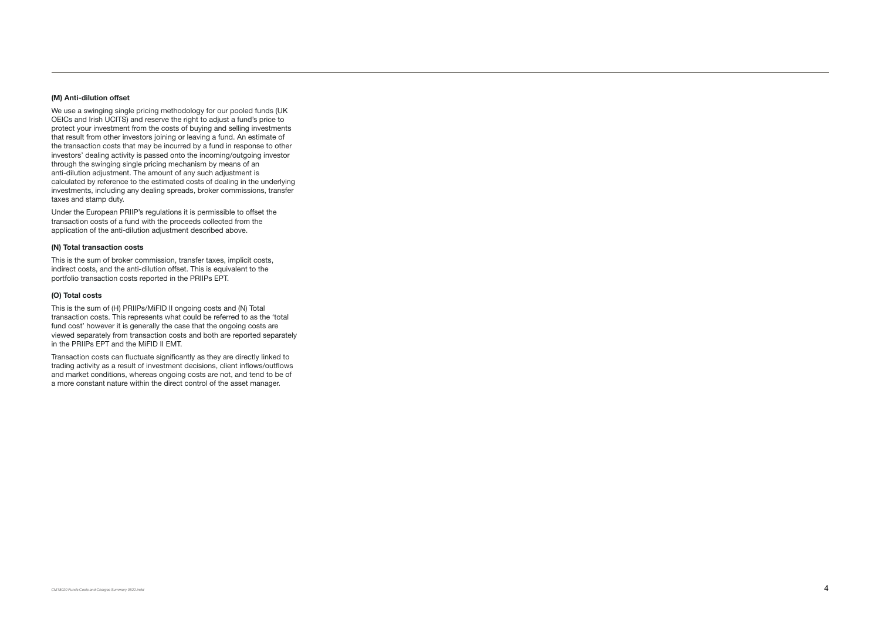**(M) Anti-dilution offset**

We use a swinging single pricing methodology for our pooled funds (UK OEICs and Irish UCITS) and reserve the right to adjust a fund's price to protect your investment from the costs of buying and selling investments that result from other investors joining or leaving a fund. An estimate of the transaction costs that may be incurred by a fund in response to other investors' dealing activity is passed onto the incoming/outgoing investor through the swinging single pricing mechanism by means of an anti-dilution adjustment. The amount of any such adjustment is calculated by reference to the estimated costs of dealing in the underlying investments, including any dealing spreads, broker commissions, transfer taxes and stamp duty.

Under the European PRIIP's regulations it is permissible to offset the transaction costs of a fund with the proceeds collected from the application of the anti-dilution adjustment described above.

**(N) Total transaction costs**

This is the sum of broker commission, transfer taxes, implicit costs, indirect costs, and the anti-dilution offset. This is equivalent to the portfolio transaction costs reported in the PRIIPs EPT.

**(O) Total costs**

This is the sum of (H) PRIIPs/MiFID II ongoing costs and (N) Total transaction costs. This represents what could be referred to as the 'total fund cost' however it is generally the case that the ongoing costs are viewed separately from transaction costs and both are reported separately in the PRIIPs EPT and the MiFID II EMT.

Transaction costs can fluctuate significantly as they are directly linked to trading activity as a result of investment decisions, client inflows/outflows and market conditions, whereas ongoing costs are not, and tend to be of a more constant nature within the direct control of the asset manager.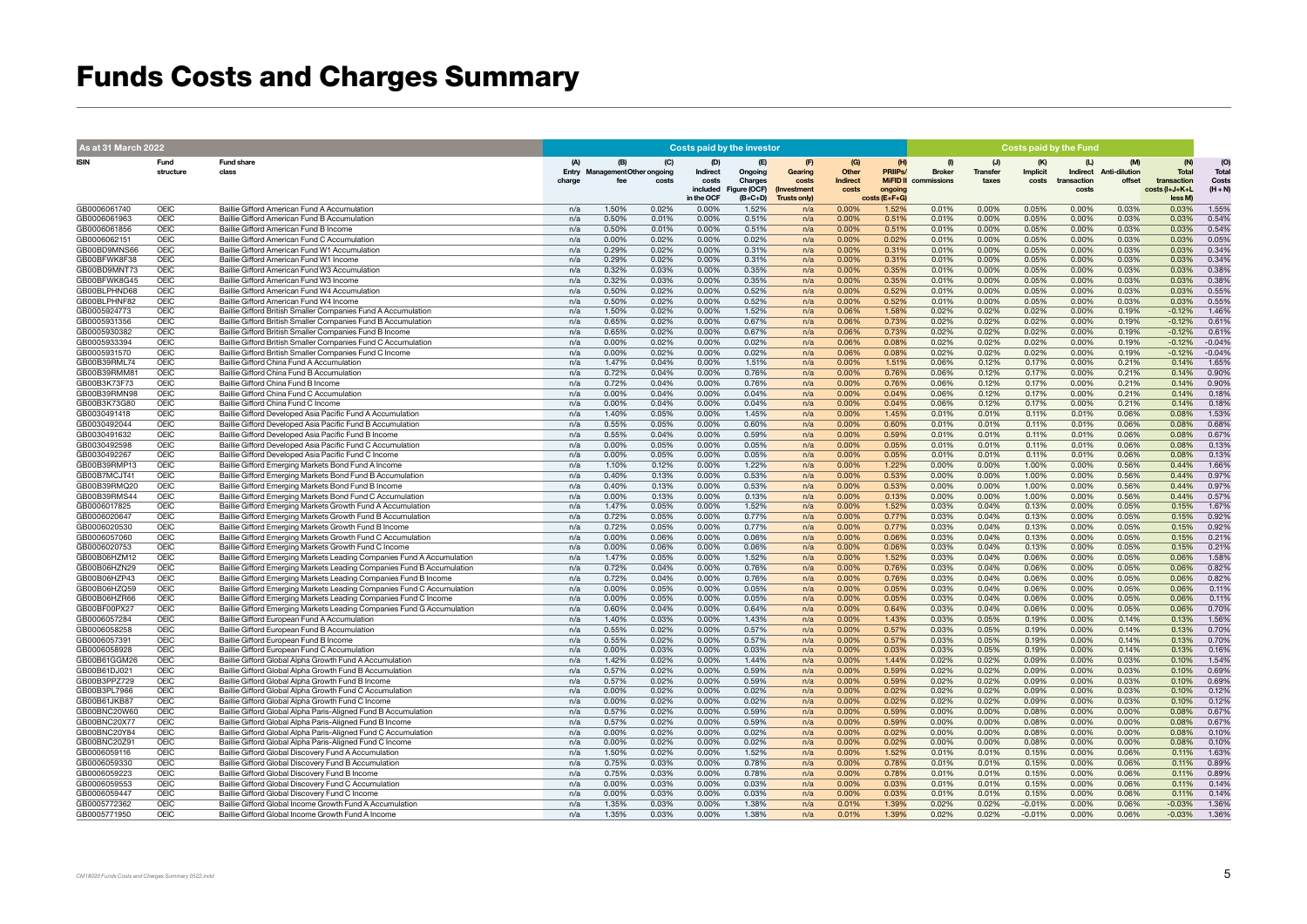# Funds Costs and Charges Summary

| As at 31 March 2022 | | | Costs paid by the investor | | | | | | | | Costs paid by the Fund | | | | | | |
|---|---|---|---|---|---|---|---|---|---|---|---|---|---|---|---|---|---|
| ISIN | Fund structure | Fund share class | (A) Entry charge | (B) Management fee | (C) Other ongoing costs | (D) Indirect costs included in the OCF | (E) Ongoing Charges Figure (OCF) (B+C+D) | (F) Gearing costs (Investment Trusts only) | (G) Other Indirect costs | (H) PRIIPs/ MiFID II ongoing costs (E+F+G) | (I) Broker commissions | (J) Transfer taxes | (K) Implicit costs | (L) Indirect transaction costs | (M) Anti-dilution offset | (N) Total transaction costs (I+J+K+L less M) | (O) Total Costs (H + N) |
| GB0006061740 | OEIC | Baillie Gifford American Fund A Accumulation | n/a | 1.50% | 0.02% | 0.00% | 1.52% | n/a | 0.00% | 1.52% | 0.01% | 0.00% | 0.05% | 0.00% | 0.03% | 0.03% | 1.55% |
| GB0006061963 | OEIC | Baillie Gifford American Fund B Accumulation | n/a | 0.50% | 0.01% | 0.00% | 0.51% | n/a | 0.00% | 0.51% | 0.01% | 0.00% | 0.05% | 0.00% | 0.03% | 0.03% | 0.54% |
| GB0006061856 | OEIC | Baillie Gifford American Fund B Income | n/a | 0.50% | 0.01% | 0.00% | 0.51% | n/a | 0.00% | 0.51% | 0.01% | 0.00% | 0.05% | 0.00% | 0.03% | 0.03% | 0.54% |
| GB0006062151 | OEIC | Baillie Gifford American Fund C Accumulation | n/a | 0.00% | 0.02% | 0.00% | 0.02% | n/a | 0.00% | 0.02% | 0.01% | 0.00% | 0.05% | 0.00% | 0.03% | 0.03% | 0.05% |
| GB00BD9MNS66 | OEIC | Baillie Gifford American Fund W1 Accumulation | n/a | 0.29% | 0.02% | 0.00% | 0.31% | n/a | 0.00% | 0.31% | 0.01% | 0.00% | 0.05% | 0.00% | 0.03% | 0.03% | 0.34% |
| GB00BFWK8F38 | OEIC | Baillie Gifford American Fund W1 Income | n/a | 0.29% | 0.02% | 0.00% | 0.31% | n/a | 0.00% | 0.31% | 0.01% | 0.00% | 0.05% | 0.00% | 0.03% | 0.03% | 0.34% |
| GB00BD9MNT73 | OEIC | Baillie Gifford American Fund W3 Accumulation | n/a | 0.32% | 0.03% | 0.00% | 0.35% | n/a | 0.00% | 0.35% | 0.01% | 0.00% | 0.05% | 0.00% | 0.03% | 0.03% | 0.38% |
| GB00BFWK8G45 | OEIC | Baillie Gifford American Fund W3 Income | n/a | 0.32% | 0.03% | 0.00% | 0.35% | n/a | 0.00% | 0.35% | 0.01% | 0.00% | 0.05% | 0.00% | 0.03% | 0.03% | 0.38% |
| GB00BLPHND68 | OEIC | Baillie Gifford American Fund W4 Accumulation | n/a | 0.50% | 0.02% | 0.00% | 0.52% | n/a | 0.00% | 0.52% | 0.01% | 0.00% | 0.05% | 0.00% | 0.03% | 0.03% | 0.55% |
| GB00BLPHNF82 | OEIC | Baillie Gifford American Fund W4 Income | n/a | 0.50% | 0.02% | 0.00% | 0.52% | n/a | 0.00% | 0.52% | 0.01% | 0.00% | 0.05% | 0.00% | 0.03% | 0.03% | 0.55% |
| GB0005924773 | OEIC | Baillie Gifford British Smaller Companies Fund A Accumulation | n/a | 1.50% | 0.02% | 0.00% | 1.52% | n/a | 0.06% | 1.58% | 0.02% | 0.02% | 0.02% | 0.00% | 0.19% | -0.12% | 1.46% |
| GB0005931356 | OEIC | Baillie Gifford British Smaller Companies Fund B Accumulation | n/a | 0.65% | 0.02% | 0.00% | 0.67% | n/a | 0.06% | 0.73% | 0.02% | 0.02% | 0.02% | 0.00% | 0.19% | -0.12% | 0.61% |
| GB0005930382 | OEIC | Baillie Gifford British Smaller Companies Fund B Income | n/a | 0.65% | 0.02% | 0.00% | 0.67% | n/a | 0.06% | 0.73% | 0.02% | 0.02% | 0.02% | 0.00% | 0.19% | -0.12% | 0.61% |
| GB0005933394 | OEIC | Baillie Gifford British Smaller Companies Fund C Accumulation | n/a | 0.00% | 0.02% | 0.00% | 0.02% | n/a | 0.06% | 0.08% | 0.02% | 0.02% | 0.02% | 0.00% | 0.19% | -0.12% | -0.04% |
| GB0005931570 | OEIC | Baillie Gifford British Smaller Companies Fund C Income | n/a | 0.00% | 0.02% | 0.00% | 0.02% | n/a | 0.06% | 0.08% | 0.02% | 0.02% | 0.02% | 0.00% | 0.19% | -0.12% | -0.04% |
| GB00B39RML74 | OEIC | Baillie Gifford China Fund A Accumulation | n/a | 1.47% | 0.04% | 0.00% | 1.51% | n/a | 0.00% | 1.51% | 0.06% | 0.12% | 0.17% | 0.00% | 0.21% | 0.14% | 1.65% |
| GB00B39RMM81 | OEIC | Baillie Gifford China Fund B Accumulation | n/a | 0.72% | 0.04% | 0.00% | 0.76% | n/a | 0.00% | 0.76% | 0.06% | 0.12% | 0.17% | 0.00% | 0.21% | 0.14% | 0.90% |
| GB00B3K73F73 | OEIC | Baillie Gifford China Fund B Income | n/a | 0.72% | 0.04% | 0.00% | 0.76% | n/a | 0.00% | 0.76% | 0.06% | 0.12% | 0.17% | 0.00% | 0.21% | 0.14% | 0.90% |
| GB00B39RMN98 | OEIC | Baillie Gifford China Fund C Accumulation | n/a | 0.00% | 0.04% | 0.00% | 0.04% | n/a | 0.00% | 0.04% | 0.06% | 0.12% | 0.17% | 0.00% | 0.21% | 0.14% | 0.18% |
| GB00B3K73G80 | OEIC | Baillie Gifford China Fund C Income | n/a | 0.00% | 0.04% | 0.00% | 0.04% | n/a | 0.00% | 0.04% | 0.06% | 0.12% | 0.17% | 0.00% | 0.21% | 0.14% | 0.18% |
| GB0030491418 | OEIC | Baillie Gifford Developed Asia Pacific Fund A Accumulation | n/a | 1.40% | 0.05% | 0.00% | 1.45% | n/a | 0.00% | 1.45% | 0.01% | 0.01% | 0.11% | 0.01% | 0.06% | 0.08% | 1.53% |
| GB0030492044 | OEIC | Baillie Gifford Developed Asia Pacific Fund B Accumulation | n/a | 0.55% | 0.05% | 0.00% | 0.60% | n/a | 0.00% | 0.60% | 0.01% | 0.01% | 0.11% | 0.01% | 0.06% | 0.08% | 0.68% |
| GB0030491632 | OEIC | Baillie Gifford Developed Asia Pacific Fund B Income | n/a | 0.55% | 0.04% | 0.00% | 0.59% | n/a | 0.00% | 0.59% | 0.01% | 0.01% | 0.11% | 0.01% | 0.06% | 0.08% | 0.67% |
| GB0030492598 | OEIC | Baillie Gifford Developed Asia Pacific Fund C Accumulation | n/a | 0.00% | 0.05% | 0.00% | 0.05% | n/a | 0.00% | 0.05% | 0.01% | 0.01% | 0.11% | 0.01% | 0.06% | 0.08% | 0.13% |
| GB0030492267 | OEIC | Baillie Gifford Developed Asia Pacific Fund C Income | n/a | 0.00% | 0.05% | 0.00% | 0.05% | n/a | 0.00% | 0.05% | 0.01% | 0.01% | 0.11% | 0.01% | 0.06% | 0.08% | 0.13% |
| GB00B39RMP13 | OEIC | Baillie Gifford Emerging Markets Bond Fund A Income | n/a | 1.10% | 0.12% | 0.00% | 1.22% | n/a | 0.00% | 1.22% | 0.00% | 0.00% | 1.00% | 0.00% | 0.56% | 0.44% | 1.66% |
| GB00B7MCJT41 | OEIC | Baillie Gifford Emerging Markets Bond Fund B Accumulation | n/a | 0.40% | 0.13% | 0.00% | 0.53% | n/a | 0.00% | 0.53% | 0.00% | 0.00% | 1.00% | 0.00% | 0.56% | 0.44% | 0.97% |
| GB00B39RMQ20 | OEIC | Baillie Gifford Emerging Markets Bond Fund B Income | n/a | 0.40% | 0.13% | 0.00% | 0.53% | n/a | 0.00% | 0.53% | 0.00% | 0.00% | 1.00% | 0.00% | 0.56% | 0.44% | 0.97% |
| GB00B39RMS44 | OEIC | Baillie Gifford Emerging Markets Bond Fund C Accumulation | n/a | 0.00% | 0.13% | 0.00% | 0.13% | n/a | 0.00% | 0.13% | 0.00% | 0.00% | 1.00% | 0.00% | 0.56% | 0.44% | 0.57% |
| GB0006017825 | OEIC | Baillie Gifford Emerging Markets Growth Fund A Accumulation | n/a | 1.47% | 0.05% | 0.00% | 1.52% | n/a | 0.00% | 1.52% | 0.03% | 0.04% | 0.13% | 0.00% | 0.05% | 0.15% | 1.67% |
| GB0006020647 | OEIC | Baillie Gifford Emerging Markets Growth Fund B Accumulation | n/a | 0.72% | 0.05% | 0.00% | 0.77% | n/a | 0.00% | 0.77% | 0.03% | 0.04% | 0.13% | 0.00% | 0.05% | 0.15% | 0.92% |
| GB0006020530 | OEIC | Baillie Gifford Emerging Markets Growth Fund B Income | n/a | 0.72% | 0.05% | 0.00% | 0.77% | n/a | 0.00% | 0.77% | 0.03% | 0.04% | 0.13% | 0.00% | 0.05% | 0.15% | 0.92% |
| GB0006057060 | OEIC | Baillie Gifford Emerging Markets Growth Fund C Accumulation | n/a | 0.00% | 0.06% | 0.00% | 0.06% | n/a | 0.00% | 0.06% | 0.03% | 0.04% | 0.13% | 0.00% | 0.05% | 0.15% | 0.21% |
| GB0006020753 | OEIC | Baillie Gifford Emerging Markets Growth Fund C Income | n/a | 0.00% | 0.06% | 0.00% | 0.06% | n/a | 0.00% | 0.06% | 0.03% | 0.04% | 0.13% | 0.00% | 0.05% | 0.15% | 0.21% |
| GB00B06HZM12 | OEIC | Baillie Gifford Emerging Markets Leading Companies Fund A Accumulation | n/a | 1.47% | 0.05% | 0.00% | 1.52% | n/a | 0.00% | 1.52% | 0.03% | 0.04% | 0.06% | 0.00% | 0.05% | 0.06% | 1.58% |
| GB00B06HZN29 | OEIC | Baillie Gifford Emerging Markets Leading Companies Fund B Accumulation | n/a | 0.72% | 0.04% | 0.00% | 0.76% | n/a | 0.00% | 0.76% | 0.03% | 0.04% | 0.06% | 0.00% | 0.05% | 0.06% | 0.82% |
| GB00B06HZP43 | OEIC | Baillie Gifford Emerging Markets Leading Companies Fund B Income | n/a | 0.72% | 0.04% | 0.00% | 0.76% | n/a | 0.00% | 0.76% | 0.03% | 0.04% | 0.06% | 0.00% | 0.05% | 0.06% | 0.82% |
| GB00B06HZQ59 | OEIC | Baillie Gifford Emerging Markets Leading Companies Fund C Accumulation | n/a | 0.00% | 0.05% | 0.00% | 0.05% | n/a | 0.00% | 0.05% | 0.03% | 0.04% | 0.06% | 0.00% | 0.05% | 0.06% | 0.11% |
| GB00B06HZR66 | OEIC | Baillie Gifford Emerging Markets Leading Companies Fund C Income | n/a | 0.00% | 0.05% | 0.00% | 0.05% | n/a | 0.00% | 0.05% | 0.03% | 0.04% | 0.06% | 0.00% | 0.05% | 0.06% | 0.11% |
| GB00BF00PX27 | OEIC | Baillie Gifford Emerging Markets Leading Companies Fund G Accumulation | n/a | 0.60% | 0.04% | 0.00% | 0.64% | n/a | 0.00% | 0.64% | 0.03% | 0.04% | 0.06% | 0.00% | 0.05% | 0.06% | 0.70% |
| GB0006057284 | OEIC | Baillie Gifford European Fund A Accumulation | n/a | 1.40% | 0.03% | 0.00% | 1.43% | n/a | 0.00% | 1.43% | 0.03% | 0.05% | 0.19% | 0.00% | 0.14% | 0.13% | 1.56% |
| GB0006058258 | OEIC | Baillie Gifford European Fund B Accumulation | n/a | 0.55% | 0.02% | 0.00% | 0.57% | n/a | 0.00% | 0.57% | 0.03% | 0.05% | 0.19% | 0.00% | 0.14% | 0.13% | 0.70% |
| GB0006057391 | OEIC | Baillie Gifford European Fund B Income | n/a | 0.55% | 0.02% | 0.00% | 0.57% | n/a | 0.00% | 0.57% | 0.03% | 0.05% | 0.19% | 0.00% | 0.14% | 0.13% | 0.70% |
| GB0006058928 | OEIC | Baillie Gifford European Fund C Accumulation | n/a | 0.00% | 0.03% | 0.00% | 0.03% | n/a | 0.00% | 0.03% | 0.03% | 0.05% | 0.19% | 0.00% | 0.14% | 0.13% | 0.16% |
| GB00B61GGM26 | OEIC | Baillie Gifford Global Alpha Growth Fund A Accumulation | n/a | 1.42% | 0.02% | 0.00% | 1.44% | n/a | 0.00% | 1.44% | 0.02% | 0.02% | 0.09% | 0.00% | 0.03% | 0.10% | 1.54% |
| GB00B61DJ021 | OEIC | Baillie Gifford Global Alpha Growth Fund B Accumulation | n/a | 0.57% | 0.02% | 0.00% | 0.59% | n/a | 0.00% | 0.59% | 0.02% | 0.02% | 0.09% | 0.00% | 0.03% | 0.10% | 0.69% |
| GB00B3PPZ729 | OEIC | Baillie Gifford Global Alpha Growth Fund B Income | n/a | 0.57% | 0.02% | 0.00% | 0.59% | n/a | 0.00% | 0.59% | 0.02% | 0.02% | 0.09% | 0.00% | 0.03% | 0.10% | 0.69% |
| GB00B3PL7966 | OEIC | Baillie Gifford Global Alpha Growth Fund C Accumulation | n/a | 0.00% | 0.02% | 0.00% | 0.02% | n/a | 0.00% | 0.02% | 0.02% | 0.02% | 0.09% | 0.00% | 0.03% | 0.10% | 0.12% |
| GB00B61JKB87 | OEIC | Baillie Gifford Global Alpha Growth Fund C Income | n/a | 0.00% | 0.02% | 0.00% | 0.02% | n/a | 0.00% | 0.02% | 0.02% | 0.02% | 0.09% | 0.00% | 0.03% | 0.10% | 0.12% |
| GB00BNC20W60 | OEIC | Baillie Gifford Global Alpha Paris-Aligned Fund B Accumulation | n/a | 0.57% | 0.02% | 0.00% | 0.59% | n/a | 0.00% | 0.59% | 0.00% | 0.00% | 0.08% | 0.00% | 0.00% | 0.08% | 0.67% |
| GB00BNC20X77 | OEIC | Baillie Gifford Global Alpha Paris-Aligned Fund B Income | n/a | 0.57% | 0.02% | 0.00% | 0.59% | n/a | 0.00% | 0.59% | 0.00% | 0.00% | 0.08% | 0.00% | 0.00% | 0.08% | 0.67% |
| GB00BNC20Y84 | OEIC | Baillie Gifford Global Alpha Paris-Aligned Fund C Accumulation | n/a | 0.00% | 0.02% | 0.00% | 0.02% | n/a | 0.00% | 0.02% | 0.00% | 0.00% | 0.08% | 0.00% | 0.00% | 0.08% | 0.10% |
| GB00BNC20Z91 | OEIC | Baillie Gifford Global Alpha Paris-Aligned Fund C Income | n/a | 0.00% | 0.02% | 0.00% | 0.02% | n/a | 0.00% | 0.02% | 0.00% | 0.00% | 0.08% | 0.00% | 0.00% | 0.08% | 0.10% |
| GB0006059116 | OEIC | Baillie Gifford Global Discovery Fund A Accumulation | n/a | 1.50% | 0.02% | 0.00% | 1.52% | n/a | 0.00% | 1.52% | 0.01% | 0.01% | 0.15% | 0.00% | 0.06% | 0.11% | 1.63% |
| GB0006059330 | OEIC | Baillie Gifford Global Discovery Fund B Accumulation | n/a | 0.75% | 0.03% | 0.00% | 0.78% | n/a | 0.00% | 0.78% | 0.01% | 0.01% | 0.15% | 0.00% | 0.06% | 0.11% | 0.89% |
| GB0006059223 | OEIC | Baillie Gifford Global Discovery Fund B Income | n/a | 0.75% | 0.03% | 0.00% | 0.78% | n/a | 0.00% | 0.78% | 0.01% | 0.01% | 0.15% | 0.00% | 0.06% | 0.11% | 0.89% |
| GB0006059553 | OEIC | Baillie Gifford Global Discovery Fund C Accumulation | n/a | 0.00% | 0.03% | 0.00% | 0.03% | n/a | 0.00% | 0.03% | 0.01% | 0.01% | 0.15% | 0.00% | 0.06% | 0.11% | 0.14% |
| GB0006059447 | OEIC | Baillie Gifford Global Discovery Fund C Income | n/a | 0.00% | 0.03% | 0.00% | 0.03% | n/a | 0.00% | 0.03% | 0.01% | 0.01% | 0.15% | 0.00% | 0.06% | 0.11% | 0.14% |
| GB0005772362 | OEIC | Baillie Gifford Global Income Growth Fund A Accumulation | n/a | 1.35% | 0.03% | 0.00% | 1.38% | n/a | 0.01% | 1.39% | 0.02% | 0.02% | -0.01% | 0.00% | 0.06% | -0.03% | 1.36% |
| GB0005771950 | OEIC | Baillie Gifford Global Income Growth Fund A Income | n/a | 1.35% | 0.03% | 0.00% | 1.38% | n/a | 0.01% | 1.39% | 0.02% | 0.02% | -0.01% | 0.00% | 0.06% | -0.03% | 1.36% |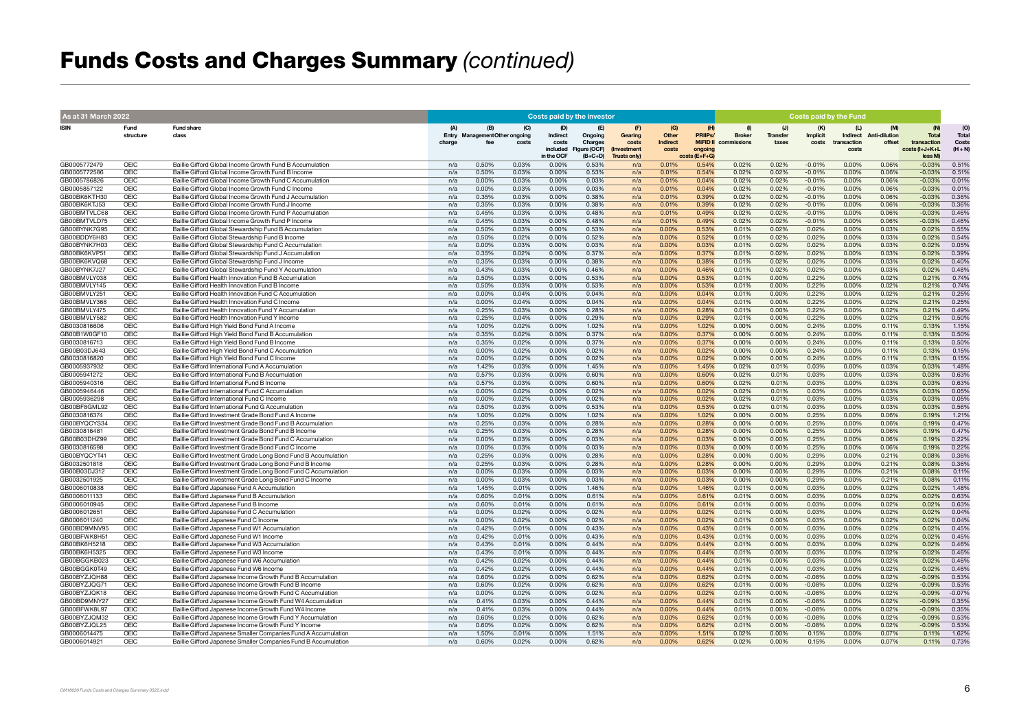# Funds Costs and Charges Summary *(continued)*

| As at 31 March 2022 | | | Costs paid by the investor | | | | | | | | Costs paid by the Fund | | | | | | |
|---|---|---|---|---|---|---|---|---|---|---|---|---|---|---|---|---|---|
| ISIN | Fund structure | Fund share class | (A) Entry charge | (B) Management fee | (C) Other ongoing costs | (D) Indirect costs included in the OCF | (E) Ongoing Charges Figure (OCF) (B+C+D) | (F) Gearing costs (Investment Trusts only) | (G) Other Indirect costs | (H) PRIIPs/ MiFID II ongoing costs (E+F+G) | (I) Broker commissions | (J) Transfer taxes | (K) Implicit costs | (L) Indirect transaction costs | (M) Anti-dilution offset | (N) Total transaction costs (I+J+K+L less M) | (O) Total Costs (H+N) |
| GB0005772479 | OEIC | Baillie Gifford Global Income Growth Fund B Accumulation | n/a | 0.50% | 0.03% | 0.00% | 0.53% | n/a | 0.01% | 0.54% | 0.02% | 0.02% | -0.01% | 0.00% | 0.06% | -0.03% | 0.51% |
| GB0005772586 | OEIC | Baillie Gifford Global Income Growth Fund B Income | n/a | 0.50% | 0.03% | 0.00% | 0.53% | n/a | 0.01% | 0.54% | 0.02% | 0.02% | -0.01% | 0.00% | 0.06% | -0.03% | 0.51% |
| GB0005786826 | OEIC | Baillie Gifford Global Income Growth Fund C Accumulation | n/a | 0.00% | 0.03% | 0.00% | 0.03% | n/a | 0.01% | 0.04% | 0.02% | 0.02% | -0.01% | 0.00% | 0.06% | -0.03% | 0.01% |
| GB0005857122 | OEIC | Baillie Gifford Global Income Growth Fund C Income | n/a | 0.00% | 0.03% | 0.00% | 0.03% | n/a | 0.01% | 0.04% | 0.02% | 0.02% | -0.01% | 0.00% | 0.06% | -0.03% | 0.01% |
| GB00BK6KTH30 | OEIC | Baillie Gifford Global Income Growth Fund J Accumulation | n/a | 0.35% | 0.03% | 0.00% | 0.38% | n/a | 0.01% | 0.39% | 0.02% | 0.02% | -0.01% | 0.00% | 0.06% | -0.03% | 0.36% |
| GB00BK6KTJ53 | OEIC | Baillie Gifford Global Income Growth Fund J Income | n/a | 0.35% | 0.03% | 0.00% | 0.38% | n/a | 0.01% | 0.39% | 0.02% | 0.02% | -0.01% | 0.00% | 0.06% | -0.03% | 0.36% |
| GB00BMTVLC68 | OEIC | Baillie Gifford Global Income Growth Fund P Accumulation | n/a | 0.45% | 0.03% | 0.00% | 0.48% | n/a | 0.01% | 0.49% | 0.02% | 0.02% | -0.01% | 0.00% | 0.06% | -0.03% | 0.46% |
| GB00BMTVLD75 | OEIC | Baillie Gifford Global Income Growth Fund P Income | n/a | 0.45% | 0.03% | 0.00% | 0.48% | n/a | 0.01% | 0.49% | 0.02% | 0.02% | -0.01% | 0.00% | 0.06% | -0.03% | 0.46% |
| GB00BYNK7G95 | OEIC | Baillie Gifford Global Stewardship Fund B Accumulation | n/a | 0.50% | 0.03% | 0.00% | 0.53% | n/a | 0.00% | 0.53% | 0.01% | 0.02% | 0.02% | 0.00% | 0.03% | 0.02% | 0.55% |
| GB00BDDY6H83 | OEIC | Baillie Gifford Global Stewardship Fund B Income | n/a | 0.50% | 0.02% | 0.00% | 0.52% | n/a | 0.00% | 0.52% | 0.01% | 0.02% | 0.02% | 0.00% | 0.03% | 0.02% | 0.54% |
| GB00BYNK7H03 | OEIC | Baillie Gifford Global Stewardship Fund C Accumulation | n/a | 0.00% | 0.03% | 0.00% | 0.03% | n/a | 0.00% | 0.03% | 0.01% | 0.02% | 0.02% | 0.00% | 0.03% | 0.02% | 0.05% |
| GB00BK6KVP51 | OEIC | Baillie Gifford Global Stewardship Fund J Accumulation | n/a | 0.35% | 0.02% | 0.00% | 0.37% | n/a | 0.00% | 0.37% | 0.01% | 0.02% | 0.02% | 0.00% | 0.03% | 0.02% | 0.39% |
| GB00BK6KVQ68 | OEIC | Baillie Gifford Global Stewardship Fund J Income | n/a | 0.35% | 0.03% | 0.00% | 0.38% | n/a | 0.00% | 0.38% | 0.01% | 0.02% | 0.02% | 0.00% | 0.03% | 0.02% | 0.40% |
| GB00BYNK7J27 | OEIC | Baillie Gifford Global Stewardship Fund Y Accumulation | n/a | 0.43% | 0.03% | 0.00% | 0.46% | n/a | 0.00% | 0.46% | 0.01% | 0.02% | 0.02% | 0.00% | 0.03% | 0.02% | 0.48% |
| GB00BMVLY038 | OEIC | Baillie Gifford Health Innovation Fund B Accumulation | n/a | 0.50% | 0.03% | 0.00% | 0.53% | n/a | 0.00% | 0.53% | 0.01% | 0.00% | 0.22% | 0.00% | 0.02% | 0.21% | 0.74% |
| GB00BMVLY145 | OEIC | Baillie Gifford Health Innovation Fund B Income | n/a | 0.50% | 0.03% | 0.00% | 0.53% | n/a | 0.00% | 0.53% | 0.01% | 0.00% | 0.22% | 0.00% | 0.02% | 0.21% | 0.74% |
| GB00BMVLY251 | OEIC | Baillie Gifford Health Innovation Fund C Accumulation | n/a | 0.00% | 0.04% | 0.00% | 0.04% | n/a | 0.00% | 0.04% | 0.01% | 0.00% | 0.22% | 0.00% | 0.02% | 0.21% | 0.25% |
| GB00BMVLY368 | OEIC | Baillie Gifford Health Innovation Fund C Income | n/a | 0.00% | 0.04% | 0.00% | 0.04% | n/a | 0.00% | 0.04% | 0.01% | 0.00% | 0.22% | 0.00% | 0.02% | 0.21% | 0.25% |
| GB00BMVLY475 | OEIC | Baillie Gifford Health Innovation Fund Y Accumulation | n/a | 0.25% | 0.03% | 0.00% | 0.28% | n/a | 0.00% | 0.28% | 0.01% | 0.00% | 0.22% | 0.00% | 0.02% | 0.21% | 0.49% |
| GB00BMVLY582 | OEIC | Baillie Gifford Health Innovation Fund Y Income | n/a | 0.25% | 0.04% | 0.00% | 0.29% | n/a | 0.00% | 0.29% | 0.01% | 0.00% | 0.22% | 0.00% | 0.02% | 0.21% | 0.50% |
| GB0030816606 | OEIC | Baillie Gifford High Yield Bond Fund A Income | n/a | 1.00% | 0.02% | 0.00% | 1.02% | n/a | 0.00% | 1.02% | 0.00% | 0.00% | 0.24% | 0.00% | 0.11% | 0.13% | 1.15% |
| GB00B1W0GF10 | OEIC | Baillie Gifford High Yield Bond Fund B Accumulation | n/a | 0.35% | 0.02% | 0.00% | 0.37% | n/a | 0.00% | 0.37% | 0.00% | 0.00% | 0.24% | 0.00% | 0.11% | 0.13% | 0.50% |
| GB0030816713 | OEIC | Baillie Gifford High Yield Bond Fund B Income | n/a | 0.35% | 0.02% | 0.00% | 0.37% | n/a | 0.00% | 0.37% | 0.00% | 0.00% | 0.24% | 0.00% | 0.11% | 0.13% | 0.50% |
| GB00B03DJ643 | OEIC | Baillie Gifford High Yield Bond Fund C Accumulation | n/a | 0.00% | 0.02% | 0.00% | 0.02% | n/a | 0.00% | 0.02% | 0.00% | 0.00% | 0.24% | 0.00% | 0.11% | 0.13% | 0.15% |
| GB0030816820 | OEIC | Baillie Gifford High Yield Bond Fund C Income | n/a | 0.00% | 0.02% | 0.00% | 0.02% | n/a | 0.00% | 0.02% | 0.00% | 0.00% | 0.24% | 0.00% | 0.11% | 0.13% | 0.15% |
| GB0005937932 | OEIC | Baillie Gifford International Fund A Accumulation | n/a | 1.42% | 0.03% | 0.00% | 1.45% | n/a | 0.00% | 1.45% | 0.02% | 0.01% | 0.03% | 0.00% | 0.03% | 0.03% | 1.48% |
| GB0005941272 | OEIC | Baillie Gifford International Fund B Accumulation | n/a | 0.57% | 0.03% | 0.00% | 0.60% | n/a | 0.00% | 0.60% | 0.02% | 0.01% | 0.03% | 0.00% | 0.03% | 0.03% | 0.63% |
| GB0005940316 | OEIC | Baillie Gifford International Fund B Income | n/a | 0.57% | 0.03% | 0.00% | 0.60% | n/a | 0.00% | 0.60% | 0.02% | 0.01% | 0.03% | 0.00% | 0.03% | 0.03% | 0.63% |
| GB0005946446 | OEIC | Baillie Gifford International Fund C Accumulation | n/a | 0.00% | 0.02% | 0.00% | 0.02% | n/a | 0.00% | 0.02% | 0.02% | 0.01% | 0.03% | 0.00% | 0.03% | 0.03% | 0.05% |
| GB0005936298 | OEIC | Baillie Gifford International Fund C Income | n/a | 0.00% | 0.02% | 0.00% | 0.02% | n/a | 0.00% | 0.02% | 0.02% | 0.01% | 0.03% | 0.00% | 0.03% | 0.03% | 0.05% |
| GB00BF8GML92 | OEIC | Baillie Gifford International Fund G Accumulation | n/a | 0.50% | 0.03% | 0.00% | 0.53% | n/a | 0.00% | 0.53% | 0.02% | 0.01% | 0.03% | 0.00% | 0.03% | 0.03% | 0.56% |
| GB0030816374 | OEIC | Baillie Gifford Investment Grade Bond Fund A Income | n/a | 1.00% | 0.02% | 0.00% | 1.02% | n/a | 0.00% | 1.02% | 0.00% | 0.00% | 0.25% | 0.00% | 0.06% | 0.19% | 1.21% |
| GB00BYQCYS34 | OEIC | Baillie Gifford Investment Grade Bond Fund B Accumulation | n/a | 0.25% | 0.03% | 0.00% | 0.28% | n/a | 0.00% | 0.28% | 0.00% | 0.00% | 0.25% | 0.00% | 0.06% | 0.19% | 0.47% |
| GB0030816481 | OEIC | Baillie Gifford Investment Grade Bond Fund B Income | n/a | 0.25% | 0.03% | 0.00% | 0.28% | n/a | 0.00% | 0.28% | 0.00% | 0.00% | 0.25% | 0.00% | 0.06% | 0.19% | 0.47% |
| GB00B03DHZ99 | OEIC | Baillie Gifford Investment Grade Bond Fund C Accumulation | n/a | 0.00% | 0.03% | 0.00% | 0.03% | n/a | 0.00% | 0.03% | 0.00% | 0.00% | 0.25% | 0.00% | 0.06% | 0.19% | 0.22% |
| GB0030816598 | OEIC | Baillie Gifford Investment Grade Bond Fund C Income | n/a | 0.00% | 0.03% | 0.00% | 0.03% | n/a | 0.00% | 0.03% | 0.00% | 0.00% | 0.25% | 0.00% | 0.06% | 0.19% | 0.22% |
| GB00BYQCYT41 | OEIC | Baillie Gifford Investment Grade Long Bond Fund B Accumulation | n/a | 0.25% | 0.03% | 0.00% | 0.28% | n/a | 0.00% | 0.28% | 0.00% | 0.00% | 0.29% | 0.00% | 0.21% | 0.08% | 0.36% |
| GB0032501818 | OEIC | Baillie Gifford Investment Grade Long Bond Fund B Income | n/a | 0.25% | 0.03% | 0.00% | 0.28% | n/a | 0.00% | 0.28% | 0.00% | 0.00% | 0.29% | 0.00% | 0.21% | 0.08% | 0.36% |
| GB00B03DJ312 | OEIC | Baillie Gifford Investment Grade Long Bond Fund C Accumulation | n/a | 0.00% | 0.03% | 0.00% | 0.03% | n/a | 0.00% | 0.03% | 0.00% | 0.00% | 0.29% | 0.00% | 0.21% | 0.08% | 0.11% |
| GB0032501925 | OEIC | Baillie Gifford Investment Grade Long Bond Fund C Income | n/a | 0.00% | 0.03% | 0.00% | 0.03% | n/a | 0.00% | 0.03% | 0.00% | 0.00% | 0.29% | 0.00% | 0.21% | 0.08% | 0.11% |
| GB0006010838 | OEIC | Baillie Gifford Japanese Fund A Accumulation | n/a | 1.45% | 0.01% | 0.00% | 1.46% | n/a | 0.00% | 1.46% | 0.01% | 0.00% | 0.03% | 0.00% | 0.02% | 0.02% | 1.48% |
| GB0006011133 | OEIC | Baillie Gifford Japanese Fund B Accumulation | n/a | 0.60% | 0.01% | 0.00% | 0.61% | n/a | 0.00% | 0.61% | 0.01% | 0.00% | 0.03% | 0.00% | 0.02% | 0.02% | 0.63% |
| GB0006010945 | OEIC | Baillie Gifford Japanese Fund B Income | n/a | 0.60% | 0.01% | 0.00% | 0.61% | n/a | 0.00% | 0.61% | 0.01% | 0.00% | 0.03% | 0.00% | 0.02% | 0.02% | 0.63% |
| GB0006012651 | OEIC | Baillie Gifford Japanese Fund C Accumulation | n/a | 0.00% | 0.02% | 0.00% | 0.02% | n/a | 0.00% | 0.02% | 0.01% | 0.00% | 0.03% | 0.00% | 0.02% | 0.02% | 0.04% |
| GB0006011240 | OEIC | Baillie Gifford Japanese Fund C Income | n/a | 0.00% | 0.02% | 0.00% | 0.02% | n/a | 0.00% | 0.02% | 0.01% | 0.00% | 0.03% | 0.00% | 0.02% | 0.02% | 0.04% |
| GB00BD9MNV95 | OEIC | Baillie Gifford Japanese Fund W1 Accumulation | n/a | 0.42% | 0.01% | 0.00% | 0.43% | n/a | 0.00% | 0.43% | 0.01% | 0.00% | 0.03% | 0.00% | 0.02% | 0.02% | 0.45% |
| GB00BFWK8H51 | OEIC | Baillie Gifford Japanese Fund W1 Income | n/a | 0.42% | 0.01% | 0.00% | 0.43% | n/a | 0.00% | 0.43% | 0.01% | 0.00% | 0.03% | 0.00% | 0.02% | 0.02% | 0.45% |
| GB00BK6H5218 | OEIC | Baillie Gifford Japanese Fund W3 Accumulation | n/a | 0.43% | 0.01% | 0.00% | 0.44% | n/a | 0.00% | 0.44% | 0.01% | 0.00% | 0.03% | 0.00% | 0.02% | 0.02% | 0.46% |
| GB00BK6H5325 | OEIC | Baillie Gifford Japanese Fund W3 Income | n/a | 0.43% | 0.01% | 0.00% | 0.44% | n/a | 0.00% | 0.44% | 0.01% | 0.00% | 0.03% | 0.00% | 0.02% | 0.02% | 0.46% |
| GB00BGGKB023 | OEIC | Baillie Gifford Japanese Fund W6 Accumulation | n/a | 0.42% | 0.02% | 0.00% | 0.44% | n/a | 0.00% | 0.44% | 0.01% | 0.00% | 0.03% | 0.00% | 0.02% | 0.02% | 0.46% |
| GB00BGGK0T49 | OEIC | Baillie Gifford Japanese Fund W6 Income | n/a | 0.42% | 0.02% | 0.00% | 0.44% | n/a | 0.00% | 0.44% | 0.01% | 0.00% | 0.03% | 0.00% | 0.02% | 0.02% | 0.46% |
| GB00BYZJQH88 | OEIC | Baillie Gifford Japanese Income Growth Fund B Accumulation | n/a | 0.60% | 0.02% | 0.00% | 0.62% | n/a | 0.00% | 0.62% | 0.01% | 0.00% | -0.08% | 0.00% | 0.02% | -0.09% | 0.53% |
| GB00BYZJQG71 | OEIC | Baillie Gifford Japanese Income Growth Fund B Income | n/a | 0.60% | 0.02% | 0.00% | 0.62% | n/a | 0.00% | 0.62% | 0.01% | 0.00% | -0.08% | 0.00% | 0.02% | -0.09% | 0.53% |
| GB00BYZJQK18 | OEIC | Baillie Gifford Japanese Income Growth Fund C Accumulation | n/a | 0.00% | 0.02% | 0.00% | 0.02% | n/a | 0.00% | 0.02% | 0.01% | 0.00% | -0.08% | 0.00% | 0.02% | -0.09% | -0.07% |
| GB00BD9MNY27 | OEIC | Baillie Gifford Japanese Income Growth Fund W4 Accumulation | n/a | 0.41% | 0.03% | 0.00% | 0.44% | n/a | 0.00% | 0.44% | 0.01% | 0.00% | -0.08% | 0.00% | 0.02% | -0.09% | 0.35% |
| GB00BFWK8L97 | OEIC | Baillie Gifford Japanese Income Growth Fund W4 Income | n/a | 0.41% | 0.03% | 0.00% | 0.44% | n/a | 0.00% | 0.44% | 0.01% | 0.00% | -0.08% | 0.00% | 0.02% | -0.09% | 0.35% |
| GB00BYZJQM32 | OEIC | Baillie Gifford Japanese Income Growth Fund Y Accumulation | n/a | 0.60% | 0.02% | 0.00% | 0.62% | n/a | 0.00% | 0.62% | 0.01% | 0.00% | -0.08% | 0.00% | 0.02% | -0.09% | 0.53% |
| GB00BYZJQL25 | OEIC | Baillie Gifford Japanese Income Growth Fund Y Income | n/a | 0.60% | 0.02% | 0.00% | 0.62% | n/a | 0.00% | 0.62% | 0.01% | 0.00% | -0.08% | 0.00% | 0.02% | -0.09% | 0.53% |
| GB0006014475 | OEIC | Baillie Gifford Japanese Smaller Companies Fund A Accumulation | n/a | 1.50% | 0.01% | 0.00% | 1.51% | n/a | 0.00% | 1.51% | 0.02% | 0.00% | 0.15% | 0.00% | 0.07% | 0.11% | 1.62% |
| GB0006014921 | OEIC | Baillie Gifford Japanese Smaller Companies Fund B Accumulation | n/a | 0.60% | 0.02% | 0.00% | 0.62% | n/a | 0.00% | 0.62% | 0.02% | 0.00% | 0.15% | 0.00% | 0.07% | 0.11% | 0.73% |

CM18020 Funds Costs and Charges Summary 0522.indd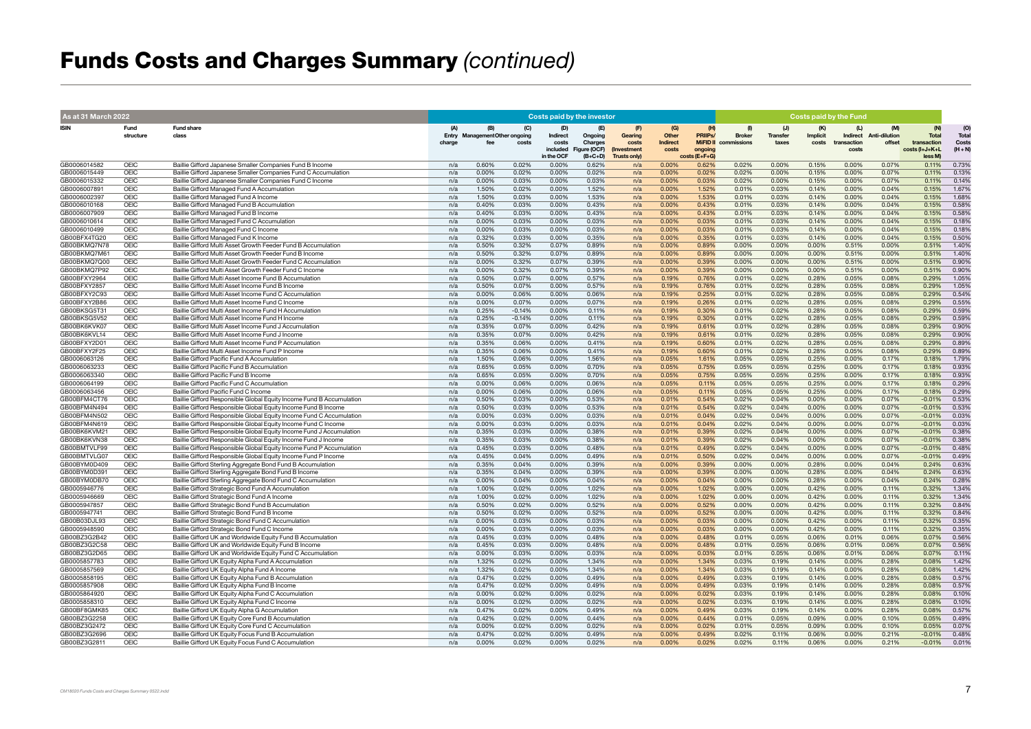# Funds Costs and Charges Summary *(continued)*

| As at 31 March 2022 | | | Costs paid by the investor | | | | | | | | Costs paid by the Fund | | | | | | |
|---|---|---|---|---|---|---|---|---|---|---|---|---|---|---|---|---|---|
| ISIN | Fund structure | Fund share class | (A) Entry charge | (B) Management fee | (C) Other ongoing costs | (D) Indirect costs included in the OCF | (E) Ongoing Charges Figure (OCF) (B+C+D) | (F) Gearing costs (Investment Trusts only) | (G) Other Indirect costs | (H) PRIIPs/ MiFID II ongoing costs (E+F+G) | (I) Broker commissions | (J) Transfer taxes | (K) Implicit costs | (L) Indirect transaction costs | (M) Anti-dilution offset | (N) Total transaction costs (I+J+K+L less M) | (O) Total Costs (H+N) |
| GB0006014582 | OEIC | Baillie Gifford Japanese Smaller Companies Fund B Income | n/a | 0.60% | 0.02% | 0.00% | 0.62% | n/a | 0.00% | 0.62% | 0.02% | 0.00% | 0.15% | 0.00% | 0.07% | 0.11% | 0.73% |
| GB0006015449 | OEIC | Baillie Gifford Japanese Smaller Companies Fund C Accumulation | n/a | 0.00% | 0.02% | 0.00% | 0.02% | n/a | 0.00% | 0.02% | 0.02% | 0.00% | 0.15% | 0.00% | 0.07% | 0.11% | 0.13% |
| GB0006015332 | OEIC | Baillie Gifford Japanese Smaller Companies Fund C Income | n/a | 0.00% | 0.03% | 0.00% | 0.03% | n/a | 0.00% | 0.03% | 0.02% | 0.00% | 0.15% | 0.00% | 0.07% | 0.11% | 0.14% |
| GB0006007891 | OEIC | Baillie Gifford Managed Fund A Accumulation | n/a | 1.50% | 0.02% | 0.00% | 1.52% | n/a | 0.00% | 1.52% | 0.01% | 0.03% | 0.14% | 0.00% | 0.04% | 0.15% | 1.67% |
| GB0006002397 | OEIC | Baillie Gifford Managed Fund A Income | n/a | 1.50% | 0.03% | 0.00% | 1.53% | n/a | 0.00% | 1.53% | 0.01% | 0.03% | 0.14% | 0.00% | 0.04% | 0.15% | 1.68% |
| GB0006010168 | OEIC | Baillie Gifford Managed Fund B Accumulation | n/a | 0.40% | 0.03% | 0.00% | 0.43% | n/a | 0.00% | 0.43% | 0.01% | 0.03% | 0.14% | 0.00% | 0.04% | 0.15% | 0.58% |
| GB0006007909 | OEIC | Baillie Gifford Managed Fund B Income | n/a | 0.40% | 0.03% | 0.00% | 0.43% | n/a | 0.00% | 0.43% | 0.01% | 0.03% | 0.14% | 0.00% | 0.04% | 0.15% | 0.58% |
| GB0006010614 | OEIC | Baillie Gifford Managed Fund C Accumulation | n/a | 0.00% | 0.03% | 0.00% | 0.03% | n/a | 0.00% | 0.03% | 0.01% | 0.03% | 0.14% | 0.00% | 0.04% | 0.15% | 0.18% |
| GB0006010499 | OEIC | Baillie Gifford Managed Fund C Income | n/a | 0.00% | 0.03% | 0.00% | 0.03% | n/a | 0.00% | 0.03% | 0.01% | 0.03% | 0.14% | 0.00% | 0.04% | 0.15% | 0.18% |
| GB00BFX4TG20 | OEIC | Baillie Gifford Managed Fund K Income | n/a | 0.32% | 0.03% | 0.00% | 0.35% | n/a | 0.00% | 0.35% | 0.01% | 0.03% | 0.14% | 0.00% | 0.04% | 0.15% | 0.50% |
| GB00BKMQ7N78 | OEIC | Baillie Gifford Multi Asset Growth Feeder Fund B Accumulation | n/a | 0.50% | 0.32% | 0.07% | 0.89% | n/a | 0.00% | 0.89% | 0.00% | 0.00% | 0.00% | 0.51% | 0.00% | 0.51% | 1.40% |
| GB00BKMQ7M61 | OEIC | Baillie Gifford Multi Asset Growth Feeder Fund B Income | n/a | 0.50% | 0.32% | 0.07% | 0.89% | n/a | 0.00% | 0.89% | 0.00% | 0.00% | 0.00% | 0.51% | 0.00% | 0.51% | 1.40% |
| GB00BKMQ7Q00 | OEIC | Baillie Gifford Multi Asset Growth Feeder Fund C Accumulation | n/a | 0.00% | 0.32% | 0.07% | 0.39% | n/a | 0.00% | 0.39% | 0.00% | 0.00% | 0.00% | 0.51% | 0.00% | 0.51% | 0.90% |
| GB00BKMQ7P92 | OEIC | Baillie Gifford Multi Asset Growth Feeder Fund C Income | n/a | 0.00% | 0.32% | 0.07% | 0.39% | n/a | 0.00% | 0.39% | 0.00% | 0.00% | 0.00% | 0.51% | 0.00% | 0.51% | 0.90% |
| GB00BFXY2964 | OEIC | Baillie Gifford Multi Asset Income Fund B Accumulation | n/a | 0.50% | 0.07% | 0.00% | 0.57% | n/a | 0.19% | 0.76% | 0.01% | 0.02% | 0.28% | 0.05% | 0.08% | 0.29% | 1.05% |
| GB00BFXY2857 | OEIC | Baillie Gifford Multi Asset Income Fund B Income | n/a | 0.50% | 0.07% | 0.00% | 0.57% | n/a | 0.19% | 0.76% | 0.01% | 0.02% | 0.28% | 0.05% | 0.08% | 0.29% | 1.05% |
| GB00BFXY2C93 | OEIC | Baillie Gifford Multi Asset Income Fund C Accumulation | n/a | 0.00% | 0.06% | 0.00% | 0.06% | n/a | 0.19% | 0.25% | 0.01% | 0.02% | 0.28% | 0.05% | 0.08% | 0.29% | 0.54% |
| GB00BFXY2B86 | OEIC | Baillie Gifford Multi Asset Income Fund C Income | n/a | 0.00% | 0.07% | 0.00% | 0.07% | n/a | 0.19% | 0.26% | 0.01% | 0.02% | 0.28% | 0.05% | 0.08% | 0.29% | 0.55% |
| GB00BKSG5T31 | OEIC | Baillie Gifford Multi Asset Income Fund H Accumulation | n/a | 0.25% | -0.14% | 0.00% | 0.11% | n/a | 0.19% | 0.30% | 0.01% | 0.02% | 0.28% | 0.05% | 0.08% | 0.29% | 0.59% |
| GB00BKSG5V52 | OEIC | Baillie Gifford Multi Asset Income Fund H Income | n/a | 0.25% | -0.14% | 0.00% | 0.11% | n/a | 0.19% | 0.30% | 0.01% | 0.02% | 0.28% | 0.05% | 0.08% | 0.29% | 0.59% |
| GB00BK6KVK07 | OEIC | Baillie Gifford Multi Asset Income Fund J Accumulation | n/a | 0.35% | 0.07% | 0.00% | 0.42% | n/a | 0.19% | 0.61% | 0.01% | 0.02% | 0.28% | 0.05% | 0.08% | 0.29% | 0.90% |
| GB00BK6KVL14 | OEIC | Baillie Gifford Multi Asset Income Fund J Income | n/a | 0.35% | 0.07% | 0.00% | 0.42% | n/a | 0.19% | 0.61% | 0.01% | 0.02% | 0.28% | 0.05% | 0.08% | 0.29% | 0.90% |
| GB00BFXY2D01 | OEIC | Baillie Gifford Multi Asset Income Fund P Accumulation | n/a | 0.35% | 0.06% | 0.00% | 0.41% | n/a | 0.19% | 0.60% | 0.01% | 0.02% | 0.28% | 0.05% | 0.08% | 0.29% | 0.89% |
| GB00BFXY2F25 | OEIC | Baillie Gifford Multi Asset Income Fund P Income | n/a | 0.35% | 0.06% | 0.00% | 0.41% | n/a | 0.19% | 0.60% | 0.01% | 0.02% | 0.28% | 0.05% | 0.08% | 0.29% | 0.89% |
| GB0006063126 | OEIC | Baillie Gifford Pacific Fund A Accumulation | n/a | 1.50% | 0.06% | 0.00% | 1.56% | n/a | 0.05% | 1.61% | 0.05% | 0.05% | 0.25% | 0.00% | 0.17% | 0.18% | 1.79% |
| GB0006063233 | OEIC | Baillie Gifford Pacific Fund B Accumulation | n/a | 0.65% | 0.05% | 0.00% | 0.70% | n/a | 0.05% | 0.75% | 0.05% | 0.05% | 0.25% | 0.00% | 0.17% | 0.18% | 0.93% |
| GB0006063340 | OEIC | Baillie Gifford Pacific Fund B Income | n/a | 0.65% | 0.05% | 0.00% | 0.70% | n/a | 0.05% | 0.75% | 0.05% | 0.05% | 0.25% | 0.00% | 0.17% | 0.18% | 0.93% |
| GB0006064199 | OEIC | Baillie Gifford Pacific Fund C Accumulation | n/a | 0.00% | 0.06% | 0.00% | 0.06% | n/a | 0.05% | 0.11% | 0.05% | 0.05% | 0.25% | 0.00% | 0.17% | 0.18% | 0.29% |
| GB0006063456 | OEIC | Baillie Gifford Pacific Fund C Income | n/a | 0.00% | 0.06% | 0.00% | 0.06% | n/a | 0.05% | 0.11% | 0.05% | 0.05% | 0.25% | 0.00% | 0.17% | 0.18% | 0.29% |
| GB00BFM4CT76 | OEIC | Baillie Gifford Responsible Global Equity Income Fund B Accumulation | n/a | 0.50% | 0.03% | 0.00% | 0.53% | n/a | 0.01% | 0.54% | 0.02% | 0.04% | 0.00% | 0.00% | 0.07% | -0.01% | 0.53% |
| GB00BFM4N494 | OEIC | Baillie Gifford Responsible Global Equity Income Fund B Income | n/a | 0.50% | 0.03% | 0.00% | 0.53% | n/a | 0.01% | 0.54% | 0.02% | 0.04% | 0.00% | 0.00% | 0.07% | -0.01% | 0.53% |
| GB00BFM4N502 | OEIC | Baillie Gifford Responsible Global Equity Income Fund C Accumulation | n/a | 0.00% | 0.03% | 0.00% | 0.03% | n/a | 0.01% | 0.04% | 0.02% | 0.04% | 0.00% | 0.00% | 0.07% | -0.01% | 0.03% |
| GB00BFM4N619 | OEIC | Baillie Gifford Responsible Global Equity Income Fund C Income | n/a | 0.00% | 0.03% | 0.00% | 0.03% | n/a | 0.01% | 0.04% | 0.02% | 0.04% | 0.00% | 0.00% | 0.07% | -0.01% | 0.03% |
| GB00BK6KVM21 | OEIC | Baillie Gifford Responsible Global Equity Income Fund J Accumulation | n/a | 0.35% | 0.03% | 0.00% | 0.38% | n/a | 0.01% | 0.39% | 0.02% | 0.04% | 0.00% | 0.00% | 0.07% | -0.01% | 0.38% |
| GB00BK6KVN38 | OEIC | Baillie Gifford Responsible Global Equity Income Fund J Income | n/a | 0.35% | 0.03% | 0.00% | 0.38% | n/a | 0.01% | 0.39% | 0.02% | 0.04% | 0.00% | 0.00% | 0.07% | -0.01% | 0.38% |
| GB00BMTVLF99 | OEIC | Baillie Gifford Responsible Global Equity Income Fund P Accumulation | n/a | 0.45% | 0.03% | 0.00% | 0.48% | n/a | 0.01% | 0.49% | 0.02% | 0.04% | 0.00% | 0.00% | 0.07% | -0.01% | 0.48% |
| GB00BMTVLG07 | OEIC | Baillie Gifford Responsible Global Equity Income Fund P Income | n/a | 0.45% | 0.04% | 0.00% | 0.49% | n/a | 0.01% | 0.50% | 0.02% | 0.04% | 0.00% | 0.00% | 0.07% | -0.01% | 0.49% |
| GB00BYM0D409 | OEIC | Baillie Gifford Sterling Aggregate Bond Fund B Accumulation | n/a | 0.35% | 0.04% | 0.00% | 0.39% | n/a | 0.00% | 0.39% | 0.00% | 0.00% | 0.28% | 0.00% | 0.04% | 0.24% | 0.63% |
| GB00BYM0D391 | OEIC | Baillie Gifford Sterling Aggregate Bond Fund B Income | n/a | 0.35% | 0.04% | 0.00% | 0.39% | n/a | 0.00% | 0.39% | 0.00% | 0.00% | 0.28% | 0.00% | 0.04% | 0.24% | 0.63% |
| GB00BYM0DB70 | OEIC | Baillie Gifford Sterling Aggregate Bond Fund C Accumulation | n/a | 0.00% | 0.04% | 0.00% | 0.04% | n/a | 0.00% | 0.04% | 0.00% | 0.00% | 0.28% | 0.00% | 0.04% | 0.24% | 0.28% |
| GB0005946776 | OEIC | Baillie Gifford Strategic Bond Fund A Accumulation | n/a | 1.00% | 0.02% | 0.00% | 1.02% | n/a | 0.00% | 1.02% | 0.00% | 0.00% | 0.42% | 0.00% | 0.11% | 0.32% | 1.34% |
| GB0005946669 | OEIC | Baillie Gifford Strategic Bond Fund A Income | n/a | 1.00% | 0.02% | 0.00% | 1.02% | n/a | 0.00% | 1.02% | 0.00% | 0.00% | 0.42% | 0.00% | 0.11% | 0.32% | 1.34% |
| GB0005947857 | OEIC | Baillie Gifford Strategic Bond Fund B Accumulation | n/a | 0.50% | 0.02% | 0.00% | 0.52% | n/a | 0.00% | 0.52% | 0.00% | 0.00% | 0.42% | 0.00% | 0.11% | 0.32% | 0.84% |
| GB0005947741 | OEIC | Baillie Gifford Strategic Bond Fund B Income | n/a | 0.50% | 0.02% | 0.00% | 0.52% | n/a | 0.00% | 0.52% | 0.00% | 0.00% | 0.42% | 0.00% | 0.11% | 0.32% | 0.84% |
| GB00B03DJL93 | OEIC | Baillie Gifford Strategic Bond Fund C Accumulation | n/a | 0.00% | 0.03% | 0.00% | 0.03% | n/a | 0.00% | 0.03% | 0.00% | 0.00% | 0.42% | 0.00% | 0.11% | 0.32% | 0.35% |
| GB0005948590 | OEIC | Baillie Gifford Strategic Bond Fund C Income | n/a | 0.00% | 0.03% | 0.00% | 0.03% | n/a | 0.00% | 0.03% | 0.00% | 0.00% | 0.42% | 0.00% | 0.11% | 0.32% | 0.35% |
| GB00BZ3G2B42 | OEIC | Baillie Gifford UK and Worldwide Equity Fund B Accumulation | n/a | 0.45% | 0.03% | 0.00% | 0.48% | n/a | 0.00% | 0.48% | 0.01% | 0.05% | 0.06% | 0.01% | 0.06% | 0.07% | 0.56% |
| GB00BZ3G2C58 | OEIC | Baillie Gifford UK and Worldwide Equity Fund B Income | n/a | 0.45% | 0.03% | 0.00% | 0.48% | n/a | 0.00% | 0.48% | 0.01% | 0.05% | 0.06% | 0.01% | 0.06% | 0.07% | 0.56% |
| GB00BZ3G2D65 | OEIC | Baillie Gifford UK and Worldwide Equity Fund C Accumulation | n/a | 0.00% | 0.03% | 0.00% | 0.03% | n/a | 0.00% | 0.03% | 0.01% | 0.05% | 0.06% | 0.01% | 0.06% | 0.07% | 0.11% |
| GB0005857783 | OEIC | Baillie Gifford UK Equity Alpha Fund A Accumulation | n/a | 1.32% | 0.02% | 0.00% | 1.34% | n/a | 0.00% | 1.34% | 0.03% | 0.19% | 0.14% | 0.00% | 0.28% | 0.08% | 1.42% |
| GB0005857569 | OEIC | Baillie Gifford UK Equity Alpha Fund A Income | n/a | 1.32% | 0.02% | 0.00% | 1.34% | n/a | 0.00% | 1.34% | 0.03% | 0.19% | 0.14% | 0.00% | 0.28% | 0.08% | 1.42% |
| GB0005858195 | OEIC | Baillie Gifford UK Equity Alpha Fund B Accumulation | n/a | 0.47% | 0.02% | 0.00% | 0.49% | n/a | 0.00% | 0.49% | 0.03% | 0.19% | 0.14% | 0.00% | 0.28% | 0.08% | 0.57% |
| GB0005857908 | OEIC | Baillie Gifford UK Equity Alpha Fund B Income | n/a | 0.47% | 0.02% | 0.00% | 0.49% | n/a | 0.00% | 0.49% | 0.03% | 0.19% | 0.14% | 0.00% | 0.28% | 0.08% | 0.57% |
| GB0005864920 | OEIC | Baillie Gifford UK Equity Alpha Fund C Accumulation | n/a | 0.00% | 0.02% | 0.00% | 0.02% | n/a | 0.00% | 0.02% | 0.03% | 0.19% | 0.14% | 0.00% | 0.28% | 0.08% | 0.10% |
| GB0005858310 | OEIC | Baillie Gifford UK Equity Alpha Fund C Income | n/a | 0.00% | 0.02% | 0.00% | 0.02% | n/a | 0.00% | 0.02% | 0.03% | 0.19% | 0.14% | 0.00% | 0.28% | 0.08% | 0.10% |
| GB00BF8GMK85 | OEIC | Baillie Gifford UK Equity Alpha G Accumulation | n/a | 0.47% | 0.02% | 0.00% | 0.49% | n/a | 0.00% | 0.49% | 0.03% | 0.19% | 0.14% | 0.00% | 0.28% | 0.08% | 0.57% |
| GB00BZ3G2258 | OEIC | Baillie Gifford UK Equity Core Fund B Accumulation | n/a | 0.42% | 0.02% | 0.00% | 0.44% | n/a | 0.00% | 0.44% | 0.01% | 0.05% | 0.09% | 0.00% | 0.10% | 0.05% | 0.49% |
| GB00BZ3G2472 | OEIC | Baillie Gifford UK Equity Core Fund C Accumulation | n/a | 0.00% | 0.02% | 0.00% | 0.02% | n/a | 0.00% | 0.02% | 0.01% | 0.05% | 0.09% | 0.00% | 0.10% | 0.05% | 0.07% |
| GB00BZ3G2696 | OEIC | Baillie Gifford UK Equity Focus Fund B Accumulation | n/a | 0.47% | 0.02% | 0.00% | 0.49% | n/a | 0.00% | 0.49% | 0.02% | 0.11% | 0.06% | 0.00% | 0.21% | -0.01% | 0.48% |
| GB00BZ3G2811 | OEIC | Baillie Gifford UK Equity Focus Fund C Accumulation | n/a | 0.00% | 0.02% | 0.00% | 0.02% | n/a | 0.00% | 0.02% | 0.02% | 0.11% | 0.06% | 0.00% | 0.21% | -0.01% | 0.01% |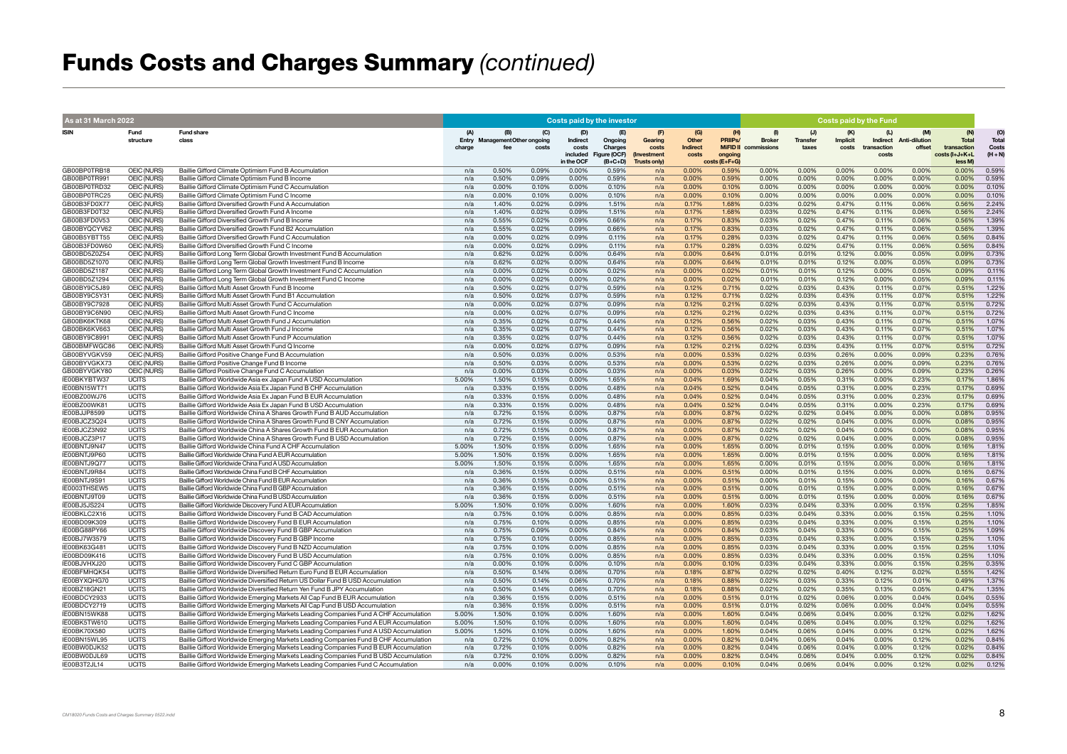# Funds Costs and Charges Summary *(continued)*

| As at 31 March 2022 | | | Costs paid by the investor | | | | | | | | Costs paid by the Fund | | | | | | |
|---|---|---|---|---|---|---|---|---|---|---|---|---|---|---|---|---|---|
| ISIN | Fund structure | Fund share class | (A) Entry charge | (B) Management fee | (C) Other ongoing costs | (D) Indirect costs included in the OCF | (E) Ongoing Charges Figure (OCF) (B+C+D) | (F) Gearing costs (Investment Trusts only) | (G) Other Indirect costs | (H) PRIIPs/ MiFID II ongoing costs (E+F+G) | (I) Broker commissions | (J) Transfer taxes | (K) Implicit costs | (L) Indirect transaction costs | (M) Anti-dilution offset | (N) Total transaction costs (I+J+K+L less M) | (O) Total Costs (H + N) |
| GB00BP0TRB18 | OEIC (NURS) | Baillie Gifford Climate Optimism Fund B Accumulation | n/a | 0.50% | 0.09% | 0.00% | 0.59% | n/a | 0.00% | 0.59% | 0.00% | 0.00% | 0.00% | 0.00% | 0.00% | 0.00% | 0.59% |
| GB00BP0TR991 | OEIC (NURS) | Baillie Gifford Climate Optimism Fund B Income | n/a | 0.50% | 0.09% | 0.00% | 0.59% | n/a | 0.00% | 0.59% | 0.00% | 0.00% | 0.00% | 0.00% | 0.00% | 0.00% | 0.59% |
| GB00BP0TRD32 | OEIC (NURS) | Baillie Gifford Climate Optimism Fund C Accumulation | n/a | 0.00% | 0.10% | 0.00% | 0.10% | n/a | 0.00% | 0.10% | 0.00% | 0.00% | 0.00% | 0.00% | 0.00% | 0.00% | 0.10% |
| GB00BP0TRC25 | OEIC (NURS) | Baillie Gifford Climate Optimism Fund C Income | n/a | 0.00% | 0.10% | 0.00% | 0.10% | n/a | 0.00% | 0.10% | 0.00% | 0.00% | 0.00% | 0.00% | 0.00% | 0.00% | 0.10% |
| GB00B3FD0X77 | OEIC (NURS) | Baillie Gifford Diversified Growth Fund A Accumulation | n/a | 1.40% | 0.02% | 0.09% | 1.51% | n/a | 0.17% | 1.68% | 0.03% | 0.02% | 0.47% | 0.11% | 0.06% | 0.56% | 2.24% |
| GB00B3FD0T32 | OEIC (NURS) | Baillie Gifford Diversified Growth Fund A Income | n/a | 1.40% | 0.02% | 0.09% | 1.51% | n/a | 0.17% | 1.68% | 0.03% | 0.02% | 0.47% | 0.11% | 0.06% | 0.56% | 2.24% |
| GB00B3FD0V53 | OEIC (NURS) | Baillie Gifford Diversified Growth Fund B Income | n/a | 0.55% | 0.02% | 0.09% | 0.66% | n/a | 0.17% | 0.83% | 0.03% | 0.02% | 0.47% | 0.11% | 0.06% | 0.56% | 1.39% |
| GB00BYQCYV62 | OEIC (NURS) | Baillie Gifford Diversified Growth Fund B2 Accumulation | n/a | 0.55% | 0.02% | 0.09% | 0.66% | n/a | 0.17% | 0.83% | 0.03% | 0.02% | 0.47% | 0.11% | 0.06% | 0.56% | 1.39% |
| GB00B5YBTT55 | OEIC (NURS) | Baillie Gifford Diversified Growth Fund C Accumulation | n/a | 0.00% | 0.02% | 0.09% | 0.11% | n/a | 0.17% | 0.28% | 0.03% | 0.02% | 0.47% | 0.11% | 0.06% | 0.56% | 0.84% |
| GB00B3FD0W60 | OEIC (NURS) | Baillie Gifford Diversified Growth Fund C Income | n/a | 0.00% | 0.02% | 0.09% | 0.11% | n/a | 0.17% | 0.28% | 0.03% | 0.02% | 0.47% | 0.11% | 0.06% | 0.56% | 0.84% |
| GB00BD5Z0Z54 | OEIC (NURS) | Baillie Gifford Long Term Global Growth Investment Fund B Accumulation | n/a | 0.62% | 0.02% | 0.00% | 0.64% | n/a | 0.00% | 0.64% | 0.01% | 0.01% | 0.12% | 0.00% | 0.05% | 0.09% | 0.73% |
| GB00BD5Z1070 | OEIC (NURS) | Baillie Gifford Long Term Global Growth Investment Fund B Income | n/a | 0.62% | 0.02% | 0.00% | 0.64% | n/a | 0.00% | 0.64% | 0.01% | 0.01% | 0.12% | 0.00% | 0.05% | 0.09% | 0.73% |
| GB00BD5Z1187 | OEIC (NURS) | Baillie Gifford Long Term Global Growth Investment Fund C Accumulation | n/a | 0.00% | 0.02% | 0.00% | 0.02% | n/a | 0.00% | 0.02% | 0.01% | 0.01% | 0.12% | 0.00% | 0.05% | 0.09% | 0.11% |
| GB00BD5Z1294 | OEIC (NURS) | Baillie Gifford Long Term Global Growth Investment Fund C Income | n/a | 0.00% | 0.02% | 0.00% | 0.02% | n/a | 0.00% | 0.02% | 0.01% | 0.01% | 0.12% | 0.00% | 0.05% | 0.09% | 0.11% |
| GB00BY9C5J89 | OEIC (NURS) | Baillie Gifford Multi Asset Growth Fund B Income | n/a | 0.50% | 0.02% | 0.07% | 0.59% | n/a | 0.12% | 0.71% | 0.02% | 0.03% | 0.43% | 0.11% | 0.07% | 0.51% | 1.22% |
| GB00BY9C5Y31 | OEIC (NURS) | Baillie Gifford Multi Asset Growth Fund B1 Accumulation | n/a | 0.50% | 0.02% | 0.07% | 0.59% | n/a | 0.12% | 0.71% | 0.02% | 0.03% | 0.43% | 0.11% | 0.07% | 0.51% | 1.22% |
| GB00BY9C7928 | OEIC (NURS) | Baillie Gifford Multi Asset Growth Fund C Accumulation | n/a | 0.00% | 0.02% | 0.07% | 0.09% | n/a | 0.12% | 0.21% | 0.02% | 0.03% | 0.43% | 0.11% | 0.07% | 0.51% | 0.72% |
| GB00BY9C6N90 | OEIC (NURS) | Baillie Gifford Multi Asset Growth Fund C Income | n/a | 0.00% | 0.02% | 0.07% | 0.09% | n/a | 0.12% | 0.21% | 0.02% | 0.03% | 0.43% | 0.11% | 0.07% | 0.51% | 0.72% |
| GB00BK6KTK68 | OEIC (NURS) | Baillie Gifford Multi Asset Growth Fund J Accumulation | n/a | 0.35% | 0.02% | 0.07% | 0.44% | n/a | 0.12% | 0.56% | 0.02% | 0.03% | 0.43% | 0.11% | 0.07% | 0.51% | 1.07% |
| GB00BK6KV663 | OEIC (NURS) | Baillie Gifford Multi Asset Growth Fund J Income | n/a | 0.35% | 0.02% | 0.07% | 0.44% | n/a | 0.12% | 0.56% | 0.02% | 0.03% | 0.43% | 0.11% | 0.07% | 0.51% | 1.07% |
| GB00BY9C6991 | OEIC (NURS) | Baillie Gifford Multi Asset Growth Fund P Accumulation | n/a | 0.35% | 0.02% | 0.07% | 0.44% | n/a | 0.12% | 0.56% | 0.02% | 0.03% | 0.43% | 0.11% | 0.07% | 0.51% | 1.07% |
| GB00BMFWGC86 | OEIC (NURS) | Baillie Gifford Multi Asset Growth Fund Q Income | n/a | 0.00% | 0.02% | 0.07% | 0.09% | n/a | 0.12% | 0.21% | 0.02% | 0.03% | 0.43% | 0.11% | 0.07% | 0.51% | 0.72% |
| GB00BYVGKV59 | OEIC (NURS) | Baillie Gifford Positive Change Fund B Accumulation | n/a | 0.50% | 0.03% | 0.00% | 0.53% | n/a | 0.00% | 0.53% | 0.02% | 0.03% | 0.26% | 0.00% | 0.09% | 0.23% | 0.76% |
| GB00BYVGKX73 | OEIC (NURS) | Baillie Gifford Positive Change Fund B Income | n/a | 0.50% | 0.03% | 0.00% | 0.53% | n/a | 0.00% | 0.53% | 0.02% | 0.03% | 0.26% | 0.00% | 0.09% | 0.23% | 0.76% |
| GB00BYVGKY80 | OEIC (NURS) | Baillie Gifford Positive Change Fund C Accumulation | n/a | 0.00% | 0.03% | 0.00% | 0.03% | n/a | 0.00% | 0.03% | 0.02% | 0.03% | 0.26% | 0.00% | 0.09% | 0.23% | 0.26% |
| IE00BKYBTW37 | UCITS | Baillie Gifford Worldwide Asia ex Japan Fund A USD Accumulation | 5.00% | 1.50% | 0.15% | 0.00% | 1.65% | n/a | 0.04% | 1.69% | 0.04% | 0.05% | 0.31% | 0.00% | 0.23% | 0.17% | 1.86% |
| IE00BN15WT71 | UCITS | Baillie Gifford Worldwide Asia Ex Japan Fund B CHF Accumulation | n/a | 0.33% | 0.15% | 0.00% | 0.48% | n/a | 0.04% | 0.52% | 0.04% | 0.05% | 0.31% | 0.00% | 0.23% | 0.17% | 0.69% |
| IE00BZ00WJ76 | UCITS | Baillie Gifford Worldwide Asia ex Japan Fund B EUR Accumulation | n/a | 0.33% | 0.15% | 0.00% | 0.48% | n/a | 0.04% | 0.52% | 0.04% | 0.05% | 0.31% | 0.00% | 0.23% | 0.17% | 0.69% |
| IE00BZ00WK81 | UCITS | Baillie Gifford Worldwide Asia ex Japan Fund B USD Accumulation | n/a | 0.33% | 0.15% | 0.00% | 0.48% | n/a | 0.04% | 0.52% | 0.04% | 0.05% | 0.31% | 0.00% | 0.23% | 0.17% | 0.69% |
| IE00BJJP8599 | UCITS | Baillie Gifford Worldwide China A Shares Growth Fund B AUD Accumulation | n/a | 0.72% | 0.15% | 0.00% | 0.87% | n/a | 0.00% | 0.87% | 0.02% | 0.02% | 0.04% | 0.00% | 0.00% | 0.08% | 0.95% |
| IE00BJCZ3Q24 | UCITS | Baillie Gifford Worldwide China A Shares Growth Fund B CNY Accumulation | n/a | 0.72% | 0.15% | 0.00% | 0.87% | n/a | 0.00% | 0.87% | 0.02% | 0.02% | 0.04% | 0.00% | 0.00% | 0.08% | 0.95% |
| IE00BJCZ3N92 | UCITS | Baillie Gifford Worldwide China A Shares Growth Fund B EUR Accumulation | n/a | 0.72% | 0.15% | 0.00% | 0.87% | n/a | 0.00% | 0.87% | 0.02% | 0.02% | 0.04% | 0.00% | 0.00% | 0.08% | 0.95% |
| IE00BJCZ3P17 | UCITS | Baillie Gifford Worldwide China A Shares Growth Fund B USD Accumulation | n/a | 0.72% | 0.15% | 0.00% | 0.87% | n/a | 0.00% | 0.87% | 0.02% | 0.02% | 0.04% | 0.00% | 0.00% | 0.08% | 0.95% |
| IE00BNTJ9N47 | UCITS | Baillie Gifford Worldwide China Fund A CHF Accumulation | 5.00% | 1.50% | 0.15% | 0.00% | 1.65% | n/a | 0.00% | 1.65% | 0.00% | 0.01% | 0.15% | 0.00% | 0.00% | 0.16% | 1.81% |
| IE00BNTJ9P60 | UCITS | Baillie Gifford Worldwide China Fund A EUR Accumulation | 5.00% | 1.50% | 0.15% | 0.00% | 1.65% | n/a | 0.00% | 1.65% | 0.00% | 0.01% | 0.15% | 0.00% | 0.00% | 0.16% | 1.81% |
| IE00BNTJ9Q77 | UCITS | Baillie Gifford Worldwide China Fund A USD Accumulation | 5.00% | 1.50% | 0.15% | 0.00% | 1.65% | n/a | 0.00% | 1.65% | 0.00% | 0.01% | 0.15% | 0.00% | 0.00% | 0.16% | 1.81% |
| IE00BNTJ9R84 | UCITS | Baillie Gifford Worldwide China Fund B CHF Accumulation | n/a | 0.36% | 0.15% | 0.00% | 0.51% | n/a | 0.00% | 0.51% | 0.00% | 0.01% | 0.15% | 0.00% | 0.00% | 0.16% | 0.67% |
| IE00BNTJ9S91 | UCITS | Baillie Gifford Worldwide China Fund B EUR Accumulation | n/a | 0.36% | 0.15% | 0.00% | 0.51% | n/a | 0.00% | 0.51% | 0.00% | 0.01% | 0.15% | 0.00% | 0.00% | 0.16% | 0.67% |
| IE0003THSEW5 | UCITS | Baillie Gifford Worldwide China Fund B GBP Accumulation | n/a | 0.36% | 0.15% | 0.00% | 0.51% | n/a | 0.00% | 0.51% | 0.00% | 0.01% | 0.15% | 0.00% | 0.00% | 0.16% | 0.67% |
| IE00BNTJ9T09 | UCITS | Baillie Gifford Worldwide China Fund B USD Accumulation | n/a | 0.36% | 0.15% | 0.00% | 0.51% | n/a | 0.00% | 0.51% | 0.00% | 0.01% | 0.15% | 0.00% | 0.00% | 0.16% | 0.67% |
| IE00BJ5JS224 | UCITS | Baillie Gifford Worldwide Discovery Fund A EUR Accumulation | 5.00% | 1.50% | 0.10% | 0.00% | 1.60% | n/a | 0.00% | 1.60% | 0.03% | 0.04% | 0.33% | 0.00% | 0.15% | 0.25% | 1.85% |
| IE00BKLC2X16 | UCITS | Baillie Gifford Worldwide Discovery Fund B CAD Accumulation | n/a | 0.75% | 0.10% | 0.00% | 0.85% | n/a | 0.00% | 0.85% | 0.03% | 0.04% | 0.33% | 0.00% | 0.15% | 0.25% | 1.10% |
| IE00BD09K309 | UCITS | Baillie Gifford Worldwide Discovery Fund B EUR Accumulation | n/a | 0.75% | 0.10% | 0.00% | 0.85% | n/a | 0.00% | 0.85% | 0.03% | 0.04% | 0.33% | 0.00% | 0.15% | 0.25% | 1.10% |
| IE00BG88PY66 | UCITS | Baillie Gifford Worldwide Discovery Fund B GBP Accumulation | n/a | 0.75% | 0.09% | 0.00% | 0.84% | n/a | 0.00% | 0.84% | 0.03% | 0.04% | 0.33% | 0.00% | 0.15% | 0.25% | 1.09% |
| IE00BJ7W3579 | UCITS | Baillie Gifford Worldwide Discovery Fund B GBP Income | n/a | 0.75% | 0.10% | 0.00% | 0.85% | n/a | 0.00% | 0.85% | 0.03% | 0.04% | 0.33% | 0.00% | 0.15% | 0.25% | 1.10% |
| IE00BK63G481 | UCITS | Baillie Gifford Worldwide Discovery Fund B NZD Accumulation | n/a | 0.75% | 0.10% | 0.00% | 0.85% | n/a | 0.00% | 0.85% | 0.03% | 0.04% | 0.33% | 0.00% | 0.15% | 0.25% | 1.10% |
| IE00BD09K416 | UCITS | Baillie Gifford Worldwide Discovery Fund B USD Accumulation | n/a | 0.75% | 0.10% | 0.00% | 0.85% | n/a | 0.00% | 0.85% | 0.03% | 0.04% | 0.33% | 0.00% | 0.15% | 0.25% | 1.10% |
| IE00BJVHXJ20 | UCITS | Baillie Gifford Worldwide Discovery Fund C GBP Accumulation | n/a | 0.00% | 0.10% | 0.00% | 0.10% | n/a | 0.00% | 0.10% | 0.03% | 0.04% | 0.33% | 0.00% | 0.15% | 0.25% | 0.35% |
| IE00BFMHQK54 | UCITS | Baillie Gifford Worldwide Diversified Return Euro Fund B EUR Accumulation | n/a | 0.50% | 0.14% | 0.06% | 0.70% | n/a | 0.18% | 0.87% | 0.02% | 0.02% | 0.40% | 0.12% | 0.02% | 0.55% | 1.42% |
| IE00BYXQHG70 | UCITS | Baillie Gifford Worldwide Diversified Return US Dollar Fund B USD Accumulation | n/a | 0.50% | 0.14% | 0.06% | 0.70% | n/a | 0.18% | 0.88% | 0.02% | 0.03% | 0.33% | 0.12% | 0.01% | 0.49% | 1.37% |
| IE00BZ18GN21 | UCITS | Baillie Gifford Worldwide Diversified Return Yen Fund B JPY Accumulation | n/a | 0.50% | 0.14% | 0.06% | 0.70% | n/a | 0.18% | 0.88% | 0.02% | 0.02% | 0.35% | 0.13% | 0.05% | 0.47% | 1.35% |
| IE00BDCY2933 | UCITS | Baillie Gifford Worldwide Emerging Markets All Cap Fund B EUR Accumulation | n/a | 0.36% | 0.15% | 0.00% | 0.51% | n/a | 0.00% | 0.51% | 0.01% | 0.02% | 0.06% | 0.00% | 0.04% | 0.04% | 0.55% |
| IE00BDCY2719 | UCITS | Baillie Gifford Worldwide Emerging Markets All Cap Fund B USD Accumulation | n/a | 0.36% | 0.15% | 0.00% | 0.51% | n/a | 0.00% | 0.51% | 0.01% | 0.02% | 0.06% | 0.00% | 0.04% | 0.04% | 0.55% |
| IE00BN15WK88 | UCITS | Baillie Gifford Worldwide Emerging Markets Leading Companies Fund A CHF Accumulation | 5.00% | 1.50% | 0.10% | 0.00% | 1.60% | n/a | 0.00% | 1.60% | 0.04% | 0.06% | 0.04% | 0.00% | 0.12% | 0.02% | 1.62% |
| IE00BK5TW610 | UCITS | Baillie Gifford Worldwide Emerging Markets Leading Companies Fund A EUR Accumulation | 5.00% | 1.50% | 0.10% | 0.00% | 1.60% | n/a | 0.00% | 1.60% | 0.04% | 0.06% | 0.04% | 0.00% | 0.12% | 0.02% | 1.62% |
| IE00BK70X580 | UCITS | Baillie Gifford Worldwide Emerging Markets Leading Companies Fund A USD Accumulation | 5.00% | 1.50% | 0.10% | 0.00% | 1.60% | n/a | 0.00% | 1.60% | 0.04% | 0.06% | 0.04% | 0.00% | 0.12% | 0.02% | 1.62% |
| IE00BN15WL95 | UCITS | Baillie Gifford Worldwide Emerging Markets Leading Companies Fund B CHF Accumulation | n/a | 0.72% | 0.10% | 0.00% | 0.82% | n/a | 0.00% | 0.82% | 0.04% | 0.06% | 0.04% | 0.00% | 0.12% | 0.02% | 0.84% |
| IE00BW0DJK52 | UCITS | Baillie Gifford Worldwide Emerging Markets Leading Companies Fund B EUR Accumulation | n/a | 0.72% | 0.10% | 0.00% | 0.82% | n/a | 0.00% | 0.82% | 0.04% | 0.06% | 0.04% | 0.00% | 0.12% | 0.02% | 0.84% |
| IE00BW0DJL69 | UCITS | Baillie Gifford Worldwide Emerging Markets Leading Companies Fund B USD Accumulation | n/a | 0.72% | 0.10% | 0.00% | 0.82% | n/a | 0.00% | 0.82% | 0.04% | 0.06% | 0.04% | 0.00% | 0.12% | 0.02% | 0.84% |
| IE00B3T2JL14 | UCITS | Baillie Gifford Worldwide Emerging Markets Leading Companies Fund C Accumulation | n/a | 0.00% | 0.10% | 0.00% | 0.10% | n/a | 0.00% | 0.10% | 0.04% | 0.06% | 0.04% | 0.00% | 0.12% | 0.02% | 0.12% |

*CM18020 Funds Costs and Charges Summary 0522.indd*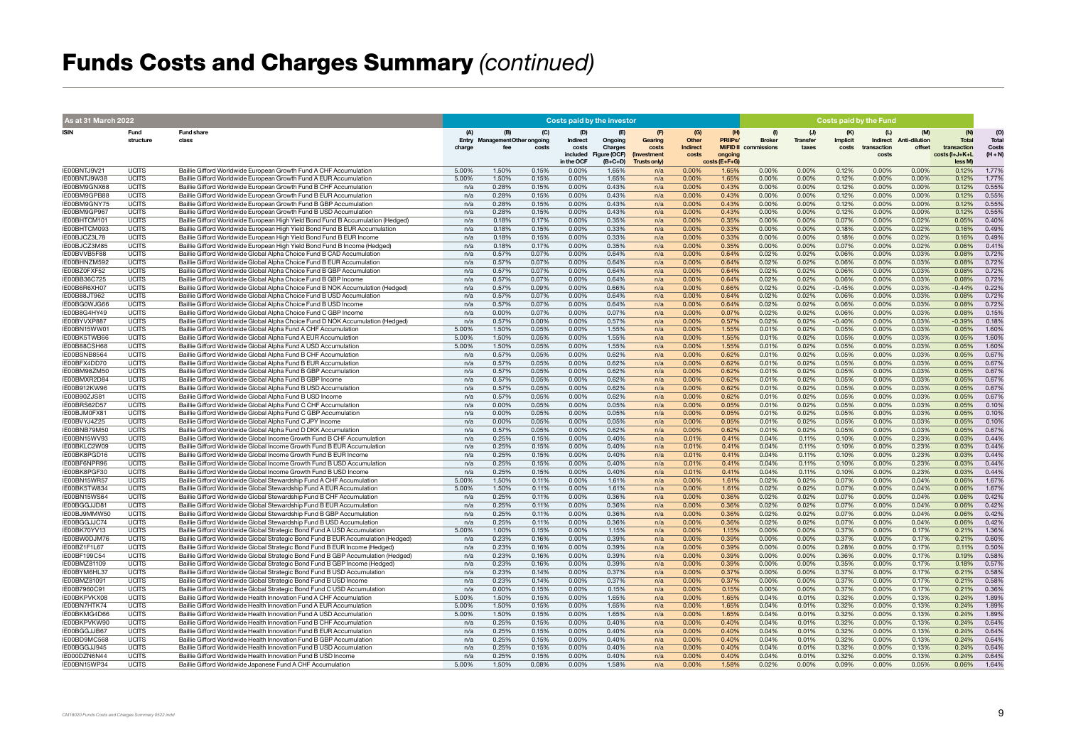# Funds Costs and Charges Summary *(continued)*

| As at 31 March 2022 | | | Costs paid by the investor | | | | | | | | | Costs paid by the Fund | | | | | | |
|---|---|---|---|---|---|---|---|---|---|---|---|---|---|---|---|---|---|---|
| ISIN | Fund structure | Fund share class | (A) Entry charge | (B) Management fee | (C) Other ongoing costs | (D) Indirect costs included in the OCF | (E) Ongoing Charges Figure (OCF) (B+C+D) | (F) Gearing costs (Investment Trusts only) | (G) Other Indirect costs | (H) PRIIPs/ MiFID II ongoing costs (E+F+G) | (I) Broker commissions | (J) Transfer taxes | (K) Implicit costs | (L) Indirect transaction costs | (M) Anti-dilution offset | (N) Total transaction costs (I+J+K+L less M) | (O) Total Costs (H + N) |
| IE00BNTJ9V21 | UCITS | Baillie Gifford Worldwide European Growth Fund A CHF Accumulation | 5.00% | 1.50% | 0.15% | 0.00% | 1.65% | n/a | 0.00% | 1.65% | 0.00% | 0.00% | 0.12% | 0.00% | 0.00% | 0.12% | 1.77% |
| IE00BNTJ9W38 | UCITS | Baillie Gifford Worldwide European Growth Fund A EUR Accumulation | 5.00% | 1.50% | 0.15% | 0.00% | 1.65% | n/a | 0.00% | 1.65% | 0.00% | 0.00% | 0.12% | 0.00% | 0.00% | 0.12% | 1.77% |
| IE00BM9GNX68 | UCITS | Baillie Gifford Worldwide European Growth Fund B CHF Accumulation | n/a | 0.28% | 0.15% | 0.00% | 0.43% | n/a | 0.00% | 0.43% | 0.00% | 0.00% | 0.12% | 0.00% | 0.00% | 0.12% | 0.55% |
| IE00BM9GPB88 | UCITS | Baillie Gifford Worldwide European Growth Fund B EUR Accumulation | n/a | 0.28% | 0.15% | 0.00% | 0.43% | n/a | 0.00% | 0.43% | 0.00% | 0.00% | 0.12% | 0.00% | 0.00% | 0.12% | 0.55% |
| IE00BM9GNY75 | UCITS | Baillie Gifford Worldwide European Growth Fund B GBP Accumulation | n/a | 0.28% | 0.15% | 0.00% | 0.43% | n/a | 0.00% | 0.43% | 0.00% | 0.00% | 0.12% | 0.00% | 0.00% | 0.12% | 0.55% |
| IE00BM9GP967 | UCITS | Baillie Gifford Worldwide European Growth Fund B USD Accumulation | n/a | 0.28% | 0.15% | 0.00% | 0.43% | n/a | 0.00% | 0.43% | 0.00% | 0.00% | 0.12% | 0.00% | 0.00% | 0.12% | 0.55% |
| IE00BHTCM101 | UCITS | Baillie Gifford Worldwide European High Yield Bond Fund B Accumulation (Hedged) | n/a | 0.18% | 0.17% | 0.00% | 0.35% | n/a | 0.00% | 0.35% | 0.00% | 0.00% | 0.07% | 0.00% | 0.02% | 0.05% | 0.40% |
| IE00BHTCM093 | UCITS | Baillie Gifford Worldwide European High Yield Bond Fund B EUR Accumulation | n/a | 0.18% | 0.15% | 0.00% | 0.33% | n/a | 0.00% | 0.33% | 0.00% | 0.00% | 0.18% | 0.00% | 0.02% | 0.16% | 0.49% |
| IE00BJCZ3L78 | UCITS | Baillie Gifford Worldwide European High Yield Bond Fund B EUR Income | n/a | 0.18% | 0.15% | 0.00% | 0.33% | n/a | 0.00% | 0.33% | 0.00% | 0.00% | 0.18% | 0.00% | 0.02% | 0.16% | 0.49% |
| IE00BJCZ3M85 | UCITS | Baillie Gifford Worldwide European High Yield Bond Fund B Income (Hedged) | n/a | 0.18% | 0.17% | 0.00% | 0.35% | n/a | 0.00% | 0.35% | 0.00% | 0.00% | 0.07% | 0.00% | 0.02% | 0.06% | 0.41% |
| IE00BVVB5F88 | UCITS | Baillie Gifford Worldwide Global Alpha Choice Fund B CAD Accumulation | n/a | 0.57% | 0.07% | 0.00% | 0.64% | n/a | 0.00% | 0.64% | 0.02% | 0.02% | 0.06% | 0.00% | 0.03% | 0.08% | 0.72% |
| IE00BHNZM592 | UCITS | Baillie Gifford Worldwide Global Alpha Choice Fund B EUR Accumulation | n/a | 0.57% | 0.07% | 0.00% | 0.64% | n/a | 0.00% | 0.64% | 0.02% | 0.02% | 0.06% | 0.00% | 0.03% | 0.08% | 0.72% |
| IE00BZ0FXF52 | UCITS | Baillie Gifford Worldwide Global Alpha Choice Fund B GBP Accumulation | n/a | 0.57% | 0.07% | 0.00% | 0.64% | n/a | 0.00% | 0.64% | 0.02% | 0.02% | 0.06% | 0.00% | 0.03% | 0.08% | 0.72% |
| IE00BB36C725 | UCITS | Baillie Gifford Worldwide Global Alpha Choice Fund B GBP Income | n/a | 0.57% | 0.07% | 0.00% | 0.64% | n/a | 0.00% | 0.64% | 0.02% | 0.02% | 0.06% | 0.00% | 0.03% | 0.08% | 0.72% |
| IE00B6R6XH07 | UCITS | Baillie Gifford Worldwide Global Alpha Choice Fund B NOK Accumulation (Hedged) | n/a | 0.57% | 0.09% | 0.00% | 0.66% | n/a | 0.00% | 0.66% | 0.02% | 0.02% | -0.45% | 0.00% | 0.03% | -0.44% | 0.22% |
| IE00B88JT962 | UCITS | Baillie Gifford Worldwide Global Alpha Choice Fund B USD Accumulation | n/a | 0.57% | 0.07% | 0.00% | 0.64% | n/a | 0.00% | 0.64% | 0.02% | 0.02% | 0.06% | 0.00% | 0.03% | 0.08% | 0.72% |
| IE00BG0WJG66 | UCITS | Baillie Gifford Worldwide Global Alpha Choice Fund B USD Income | n/a | 0.57% | 0.07% | 0.00% | 0.64% | n/a | 0.00% | 0.64% | 0.02% | 0.02% | 0.06% | 0.00% | 0.03% | 0.08% | 0.72% |
| IE00B8G4HY49 | UCITS | Baillie Gifford Worldwide Global Alpha Choice Fund C GBP Income | n/a | 0.00% | 0.07% | 0.00% | 0.07% | n/a | 0.00% | 0.07% | 0.02% | 0.02% | 0.06% | 0.00% | 0.03% | 0.08% | 0.15% |
| IE00BYVXP887 | UCITS | Baillie Gifford Worldwide Global Alpha Choice Fund D NOK Accumulation (Hedged) | n/a | 0.57% | 0.00% | 0.00% | 0.57% | n/a | 0.00% | 0.57% | 0.02% | 0.02% | -0.40% | 0.00% | 0.03% | -0.39% | 0.18% |
| IE00BN15WW01 | UCITS | Baillie Gifford Worldwide Global Alpha Fund A CHF Accumulation | 5.00% | 1.50% | 0.05% | 0.00% | 1.55% | n/a | 0.00% | 1.55% | 0.01% | 0.02% | 0.05% | 0.00% | 0.03% | 0.05% | 1.60% |
| IE00BK5TWB66 | UCITS | Baillie Gifford Worldwide Global Alpha Fund A EUR Accumulation | 5.00% | 1.50% | 0.05% | 0.00% | 1.55% | n/a | 0.00% | 1.55% | 0.01% | 0.02% | 0.05% | 0.00% | 0.03% | 0.05% | 1.60% |
| IE00B88CSH68 | UCITS | Baillie Gifford Worldwide Global Alpha Fund A USD Accumulation | 5.00% | 1.50% | 0.05% | 0.00% | 1.55% | n/a | 0.00% | 1.55% | 0.01% | 0.02% | 0.05% | 0.00% | 0.03% | 0.05% | 1.60% |
| IE00BSNB8564 | UCITS | Baillie Gifford Worldwide Global Alpha Fund B CHF Accumulation | n/a | 0.57% | 0.05% | 0.00% | 0.62% | n/a | 0.00% | 0.62% | 0.01% | 0.02% | 0.05% | 0.00% | 0.03% | 0.05% | 0.67% |
| IE00BFX4DD70 | UCITS | Baillie Gifford Worldwide Global Alpha Fund B EUR Accumulation | n/a | 0.57% | 0.05% | 0.00% | 0.62% | n/a | 0.00% | 0.62% | 0.01% | 0.02% | 0.05% | 0.00% | 0.03% | 0.05% | 0.67% |
| IE00BM98ZM50 | UCITS | Baillie Gifford Worldwide Global Alpha Fund B GBP Accumulation | n/a | 0.57% | 0.05% | 0.00% | 0.62% | n/a | 0.00% | 0.62% | 0.01% | 0.02% | 0.05% | 0.00% | 0.03% | 0.05% | 0.67% |
| IE00BMXR2D84 | UCITS | Baillie Gifford Worldwide Global Alpha Fund B GBP Income | n/a | 0.57% | 0.05% | 0.00% | 0.62% | n/a | 0.00% | 0.62% | 0.01% | 0.02% | 0.05% | 0.00% | 0.03% | 0.05% | 0.67% |
| IE00B912KW96 | UCITS | Baillie Gifford Worldwide Global Alpha Fund B USD Accumulation | n/a | 0.57% | 0.05% | 0.00% | 0.62% | n/a | 0.00% | 0.62% | 0.01% | 0.02% | 0.05% | 0.00% | 0.03% | 0.05% | 0.67% |
| IE00B90ZJS81 | UCITS | Baillie Gifford Worldwide Global Alpha Fund B USD Income | n/a | 0.57% | 0.05% | 0.00% | 0.62% | n/a | 0.00% | 0.62% | 0.01% | 0.02% | 0.05% | 0.00% | 0.03% | 0.05% | 0.67% |
| IE00BRS62D57 | UCITS | Baillie Gifford Worldwide Global Alpha Fund C CHF Accumulation | n/a | 0.00% | 0.05% | 0.00% | 0.05% | n/a | 0.00% | 0.05% | 0.01% | 0.02% | 0.05% | 0.00% | 0.03% | 0.05% | 0.10% |
| IE00BJM0FX81 | UCITS | Baillie Gifford Worldwide Global Alpha Fund C GBP Accumulation | n/a | 0.00% | 0.05% | 0.00% | 0.05% | n/a | 0.00% | 0.05% | 0.01% | 0.02% | 0.05% | 0.00% | 0.03% | 0.05% | 0.10% |
| IE00BVYJ4Z25 | UCITS | Baillie Gifford Worldwide Global Alpha Fund C JPY Income | n/a | 0.00% | 0.05% | 0.00% | 0.05% | n/a | 0.00% | 0.05% | 0.01% | 0.02% | 0.05% | 0.00% | 0.03% | 0.05% | 0.10% |
| IE00BNB79M50 | UCITS | Baillie Gifford Worldwide Global Alpha Fund D DKK Accumulation | n/a | 0.57% | 0.05% | 0.00% | 0.62% | n/a | 0.00% | 0.62% | 0.01% | 0.02% | 0.05% | 0.00% | 0.03% | 0.05% | 0.67% |
| IE00BN15WV93 | UCITS | Baillie Gifford Worldwide Global Income Growth Fund B CHF Accumulation | n/a | 0.25% | 0.15% | 0.00% | 0.40% | n/a | 0.01% | 0.41% | 0.04% | 0.11% | 0.10% | 0.00% | 0.23% | 0.03% | 0.44% |
| IE00BKLC2W09 | UCITS | Baillie Gifford Worldwide Global Income Growth Fund B EUR Accumulation | n/a | 0.25% | 0.15% | 0.00% | 0.40% | n/a | 0.01% | 0.41% | 0.04% | 0.11% | 0.10% | 0.00% | 0.23% | 0.03% | 0.44% |
| IE00BK8PGD16 | UCITS | Baillie Gifford Worldwide Global Income Growth Fund B EUR Income | n/a | 0.25% | 0.15% | 0.00% | 0.40% | n/a | 0.01% | 0.41% | 0.04% | 0.11% | 0.10% | 0.00% | 0.23% | 0.03% | 0.44% |
| IE00BF6NPR96 | UCITS | Baillie Gifford Worldwide Global Income Growth Fund B USD Accumulation | n/a | 0.25% | 0.15% | 0.00% | 0.40% | n/a | 0.01% | 0.41% | 0.04% | 0.11% | 0.10% | 0.00% | 0.23% | 0.03% | 0.44% |
| IE00BK8PGF30 | UCITS | Baillie Gifford Worldwide Global Income Growth Fund B USD Income | n/a | 0.25% | 0.15% | 0.00% | 0.40% | n/a | 0.01% | 0.41% | 0.04% | 0.11% | 0.10% | 0.00% | 0.23% | 0.03% | 0.44% |
| IE00BN15WR57 | UCITS | Baillie Gifford Worldwide Global Stewardship Fund A CHF Accumulation | 5.00% | 1.50% | 0.11% | 0.00% | 1.61% | n/a | 0.00% | 1.61% | 0.02% | 0.02% | 0.07% | 0.00% | 0.04% | 0.06% | 1.67% |
| IE00BK5TW834 | UCITS | Baillie Gifford Worldwide Global Stewardship Fund A EUR Accumulation | 5.00% | 1.50% | 0.11% | 0.00% | 1.61% | n/a | 0.00% | 1.61% | 0.02% | 0.02% | 0.07% | 0.00% | 0.04% | 0.06% | 1.67% |
| IE00BN15WS64 | UCITS | Baillie Gifford Worldwide Global Stewardship Fund B CHF Accumulation | n/a | 0.25% | 0.11% | 0.00% | 0.36% | n/a | 0.00% | 0.36% | 0.02% | 0.02% | 0.07% | 0.00% | 0.04% | 0.06% | 0.42% |
| IE00BGGJJD81 | UCITS | Baillie Gifford Worldwide Global Stewardship Fund B EUR Accumulation | n/a | 0.25% | 0.11% | 0.00% | 0.36% | n/a | 0.00% | 0.36% | 0.02% | 0.02% | 0.07% | 0.00% | 0.04% | 0.06% | 0.42% |
| IE00BJ9MMW50 | UCITS | Baillie Gifford Worldwide Global Stewardship Fund B GBP Accumulation | n/a | 0.25% | 0.11% | 0.00% | 0.36% | n/a | 0.00% | 0.36% | 0.02% | 0.02% | 0.07% | 0.00% | 0.04% | 0.06% | 0.42% |
| IE00BGGJJC74 | UCITS | Baillie Gifford Worldwide Global Stewardship Fund B USD Accumulation | n/a | 0.25% | 0.11% | 0.00% | 0.36% | n/a | 0.00% | 0.36% | 0.02% | 0.02% | 0.07% | 0.00% | 0.04% | 0.06% | 0.42% |
| IE00BK70YV13 | UCITS | Baillie Gifford Worldwide Global Strategic Bond Fund A USD Accumulation | 5.00% | 1.00% | 0.15% | 0.00% | 1.15% | n/a | 0.00% | 1.15% | 0.00% | 0.00% | 0.37% | 0.00% | 0.17% | 0.21% | 1.36% |
| IE00BW0DJM76 | UCITS | Baillie Gifford Worldwide Global Strategic Bond Fund B EUR Accumulation (Hedged) | n/a | 0.23% | 0.16% | 0.00% | 0.39% | n/a | 0.00% | 0.39% | 0.00% | 0.00% | 0.37% | 0.00% | 0.17% | 0.21% | 0.60% |
| IE00BZ1F1L67 | UCITS | Baillie Gifford Worldwide Global Strategic Bond Fund B EUR Income (Hedged) | n/a | 0.23% | 0.16% | 0.00% | 0.39% | n/a | 0.00% | 0.39% | 0.00% | 0.00% | 0.28% | 0.00% | 0.17% | 0.11% | 0.50% |
| IE00BF199C54 | UCITS | Baillie Gifford Worldwide Global Strategic Bond Fund B GBP Accumulation (Hedged) | n/a | 0.23% | 0.16% | 0.00% | 0.39% | n/a | 0.00% | 0.39% | 0.00% | 0.00% | 0.36% | 0.00% | 0.17% | 0.19% | 0.58% |
| IE00BMZ81109 | UCITS | Baillie Gifford Worldwide Global Strategic Bond Fund B GBP Income (Hedged) | n/a | 0.23% | 0.16% | 0.00% | 0.39% | n/a | 0.00% | 0.39% | 0.00% | 0.00% | 0.35% | 0.00% | 0.17% | 0.18% | 0.57% |
| IE00BYM6HL37 | UCITS | Baillie Gifford Worldwide Global Strategic Bond Fund B USD Accumulation | n/a | 0.23% | 0.14% | 0.00% | 0.37% | n/a | 0.00% | 0.37% | 0.00% | 0.00% | 0.37% | 0.00% | 0.17% | 0.21% | 0.58% |
| IE00BMZ81091 | UCITS | Baillie Gifford Worldwide Global Strategic Bond Fund B USD Income | n/a | 0.23% | 0.14% | 0.00% | 0.37% | n/a | 0.00% | 0.37% | 0.00% | 0.00% | 0.37% | 0.00% | 0.17% | 0.21% | 0.58% |
| IE00B7960C91 | UCITS | Baillie Gifford Worldwide Global Strategic Bond Fund C USD Accumulation | n/a | 0.00% | 0.15% | 0.00% | 0.15% | n/a | 0.00% | 0.15% | 0.00% | 0.00% | 0.37% | 0.00% | 0.17% | 0.21% | 0.36% |
| IE00BKPVKX08 | UCITS | Baillie Gifford Worldwide Health Innovation Fund A CHF Accumulation | 5.00% | 1.50% | 0.15% | 0.00% | 1.65% | n/a | 0.00% | 1.65% | 0.04% | 0.01% | 0.32% | 0.00% | 0.13% | 0.24% | 1.89% |
| IE00BN7HTK74 | UCITS | Baillie Gifford Worldwide Health Innovation Fund A EUR Accumulation | 5.00% | 1.50% | 0.15% | 0.00% | 1.65% | n/a | 0.00% | 1.65% | 0.04% | 0.01% | 0.32% | 0.00% | 0.13% | 0.24% | 1.89% |
| IE00BKMG4D66 | UCITS | Baillie Gifford Worldwide Health Innovation Fund A USD Accumulation | 5.00% | 1.50% | 0.15% | 0.00% | 1.65% | n/a | 0.00% | 1.65% | 0.04% | 0.01% | 0.32% | 0.00% | 0.13% | 0.24% | 1.89% |
| IE00BKPVKW90 | UCITS | Baillie Gifford Worldwide Health Innovation Fund B CHF Accumulation | n/a | 0.25% | 0.15% | 0.00% | 0.40% | n/a | 0.00% | 0.40% | 0.04% | 0.01% | 0.32% | 0.00% | 0.13% | 0.24% | 0.64% |
| IE00BGGJJB67 | UCITS | Baillie Gifford Worldwide Health Innovation Fund B EUR Accumulation | n/a | 0.25% | 0.15% | 0.00% | 0.40% | n/a | 0.00% | 0.40% | 0.04% | 0.01% | 0.32% | 0.00% | 0.13% | 0.24% | 0.64% |
| IE00BD9MC568 | UCITS | Baillie Gifford Worldwide Health Innovation Fund B GBP Accumulation | n/a | 0.25% | 0.15% | 0.00% | 0.40% | n/a | 0.00% | 0.40% | 0.04% | 0.01% | 0.32% | 0.00% | 0.13% | 0.24% | 0.64% |
| IE00BGGJJ945 | UCITS | Baillie Gifford Worldwide Health Innovation Fund B USD Accumulation | n/a | 0.25% | 0.15% | 0.00% | 0.40% | n/a | 0.00% | 0.40% | 0.04% | 0.01% | 0.32% | 0.00% | 0.13% | 0.24% | 0.64% |
| IE00DZN6N44 | UCITS | Baillie Gifford Worldwide Health Innovation Fund B USD Income | n/a | 0.25% | 0.15% | 0.00% | 0.40% | n/a | 0.00% | 0.40% | 0.04% | 0.01% | 0.32% | 0.00% | 0.13% | 0.24% | 0.64% |
| IE00BN15WP34 | UCITS | Baillie Gifford Worldwide Japanese Fund A CHF Accumulation | 5.00% | 1.50% | 0.08% | 0.00% | 1.58% | n/a | 0.00% | 1.58% | 0.02% | 0.00% | 0.09% | 0.00% | 0.05% | 0.06% | 1.64% |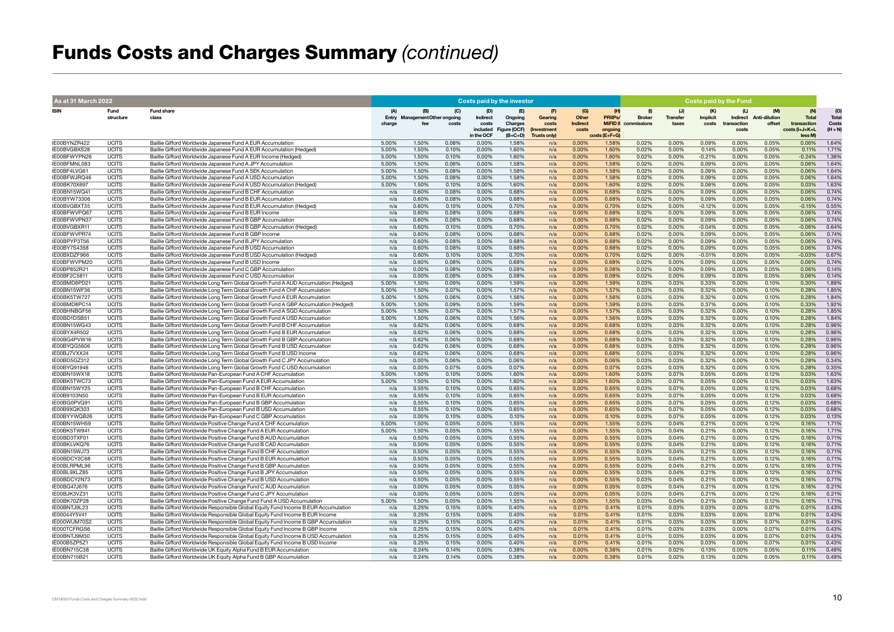# Funds Costs and Charges Summary *(continued)*

| As at 31 March 2022 | | | Costs paid by the investor | | | | | | | | Costs paid by the Fund | | | | | | |
|---|---|---|---|---|---|---|---|---|---|---|---|---|---|---|---|---|---|
| ISIN | Fund structure | Fund share class | (A) Entry charge | (B) Management fee | (C) Other ongoing costs | (D) Indirect costs included in the OCF | (E) Ongoing Charges Figure (OCF) (B+C+D) | (F) Gearing costs (Investment Trusts only) | (G) Other Indirect costs | (H) PRIIPs/ MiFID II ongoing costs (E+F+G) | (I) Broker commissions | (J) Transfer taxes | (K) Implicit costs | (L) Indirect transaction costs | (M) Anti-dilution offset | (N) Total transaction costs (I+J+K+L less M) | (O) Total Costs (H + N) |
| IE00BYNZR422 | UCITS | Baillie Gifford Worldwide Japanese Fund A EUR Accumulation | 5.00% | 1.50% | 0.08% | 0.00% | 1.58% | n/a | 0.00% | 1.58% | 0.02% | 0.00% | 0.09% | 0.00% | 0.05% | 0.06% | 1.64% |
| IE00BVGBXS28 | UCITS | Baillie Gifford Worldwide Japanese Fund A EUR Accumulation (Hedged) | 5.00% | 1.50% | 0.10% | 0.00% | 1.60% | n/a | 0.00% | 1.60% | 0.02% | 0.00% | 0.14% | 0.00% | 0.05% | 0.11% | 1.71% |
| IE00BFWYPN26 | UCITS | Baillie Gifford Worldwide Japanese Fund A EUR Income (Hedged) | 5.00% | 1.50% | 0.10% | 0.00% | 1.60% | n/a | 0.00% | 1.60% | 0.02% | 0.00% | -0.21% | 0.00% | 0.05% | -0.24% | 1.36% |
| IE00BFMNL083 | UCITS | Baillie Gifford Worldwide Japanese Fund A JPY Accumulation | 5.00% | 1.50% | 0.08% | 0.00% | 1.58% | n/a | 0.00% | 1.58% | 0.02% | 0.00% | 0.09% | 0.00% | 0.05% | 0.06% | 1.64% |
| IE00BF4LVG61 | UCITS | Baillie Gifford Worldwide Japanese Fund A SEK Accumulation | 5.00% | 1.50% | 0.08% | 0.00% | 1.58% | n/a | 0.00% | 1.58% | 0.02% | 0.00% | 0.09% | 0.00% | 0.05% | 0.06% | 1.64% |
| IE00BFWJRQ46 | UCITS | Baillie Gifford Worldwide Japanese Fund A USD Accumulation | 5.00% | 1.50% | 0.08% | 0.00% | 1.58% | n/a | 0.00% | 1.58% | 0.02% | 0.00% | 0.09% | 0.00% | 0.05% | 0.06% | 1.64% |
| IE00BK70X697 | UCITS | Baillie Gifford Worldwide Japanese Fund A USD Accumulation (Hedged) | 5.00% | 1.50% | 0.10% | 0.00% | 1.60% | n/a | 0.00% | 1.60% | 0.02% | 0.00% | 0.06% | 0.00% | 0.05% | 0.03% | 1.63% |
| IE00BN15WQ41 | UCITS | Baillie Gifford Worldwide Japanese Fund B CHF Accumulation | n/a | 0.60% | 0.08% | 0.00% | 0.68% | n/a | 0.00% | 0.68% | 0.02% | 0.00% | 0.09% | 0.00% | 0.05% | 0.06% | 0.74% |
| IE00BYW73306 | UCITS | Baillie Gifford Worldwide Japanese Fund B EUR Accumulation | n/a | 0.60% | 0.08% | 0.00% | 0.68% | n/a | 0.00% | 0.68% | 0.02% | 0.00% | 0.09% | 0.00% | 0.05% | 0.06% | 0.74% |
| IE00BVGBXT35 | UCITS | Baillie Gifford Worldwide Japanese Fund B EUR Accumulation (Hedged) | n/a | 0.60% | 0.10% | 0.00% | 0.70% | n/a | 0.00% | 0.70% | 0.02% | 0.00% | -0.12% | 0.00% | 0.05% | -0.15% | 0.55% |
| IE00BFWVPQ67 | UCITS | Baillie Gifford Worldwide Japanese Fund B EUR Income | n/a | 0.60% | 0.08% | 0.00% | 0.68% | n/a | 0.00% | 0.68% | 0.02% | 0.00% | 0.09% | 0.00% | 0.05% | 0.06% | 0.74% |
| IE00BFWVPN37 | UCITS | Baillie Gifford Worldwide Japanese Fund B GBP Accumulation | n/a | 0.60% | 0.08% | 0.00% | 0.68% | n/a | 0.00% | 0.68% | 0.02% | 0.00% | 0.09% | 0.00% | 0.05% | 0.06% | 0.74% |
| IE00BVGBXR11 | UCITS | Baillie Gifford Worldwide Japanese Fund B GBP Accumulation (Hedged) | n/a | 0.60% | 0.10% | 0.00% | 0.70% | n/a | 0.00% | 0.70% | 0.02% | 0.00% | -0.04% | 0.00% | 0.05% | -0.06% | 0.64% |
| IE00BFWVPR74 | UCITS | Baillie Gifford Worldwide Japanese Fund B GBP Income | n/a | 0.60% | 0.08% | 0.00% | 0.68% | n/a | 0.00% | 0.68% | 0.02% | 0.00% | 0.09% | 0.00% | 0.05% | 0.06% | 0.74% |
| IE00BFYP3T56 | UCITS | Baillie Gifford Worldwide Japanese Fund B JPY Accumulation | n/a | 0.60% | 0.08% | 0.00% | 0.68% | n/a | 0.00% | 0.68% | 0.02% | 0.00% | 0.09% | 0.00% | 0.05% | 0.06% | 0.74% |
| IE00BY7S4358 | UCITS | Baillie Gifford Worldwide Japanese Fund B USD Accumulation | n/a | 0.60% | 0.08% | 0.00% | 0.68% | n/a | 0.00% | 0.68% | 0.02% | 0.00% | 0.09% | 0.00% | 0.05% | 0.06% | 0.74% |
| IE00BXDZF966 | UCITS | Baillie Gifford Worldwide Japanese Fund B USD Accumulation (Hedged) | n/a | 0.60% | 0.10% | 0.00% | 0.70% | n/a | 0.00% | 0.70% | 0.02% | 0.00% | -0.01% | 0.00% | 0.05% | -0.03% | 0.67% |
| IE00BFWVPM20 | UCITS | Baillie Gifford Worldwide Japanese Fund B USD Income | n/a | 0.60% | 0.08% | 0.00% | 0.68% | n/a | 0.00% | 0.68% | 0.02% | 0.00% | 0.09% | 0.00% | 0.05% | 0.06% | 0.74% |
| IE00BP852R21 | UCITS | Baillie Gifford Worldwide Japanese Fund C GBP Accumulation | n/a | 0.00% | 0.08% | 0.00% | 0.08% | n/a | 0.00% | 0.08% | 0.02% | 0.00% | 0.09% | 0.00% | 0.05% | 0.06% | 0.14% |
| IE00BF2C5811 | UCITS | Baillie Gifford Worldwide Japanese Fund C USD Accumulation | n/a | 0.00% | 0.08% | 0.00% | 0.08% | n/a | 0.00% | 0.08% | 0.02% | 0.00% | 0.09% | 0.00% | 0.05% | 0.06% | 0.14% |
| IE00BMD8PD21 | UCITS | Baillie Gifford Worldwide Long Term Global Growth Fund A AUD Accumulation (Hedged) | 5.00% | 1.50% | 0.09% | 0.00% | 1.59% | n/a | 0.00% | 1.59% | 0.03% | 0.03% | 0.33% | 0.00% | 0.10% | 0.30% | 1.89% |
| IE00BN15WF36 | UCITS | Baillie Gifford Worldwide Long Term Global Growth Fund A CHF Accumulation | 5.00% | 1.50% | 0.07% | 0.00% | 1.57% | n/a | 0.00% | 1.57% | 0.03% | 0.03% | 0.32% | 0.00% | 0.10% | 0.28% | 1.85% |
| IE00BK5TW727 | UCITS | Baillie Gifford Worldwide Long Term Global Growth Fund A EUR Accumulation | 5.00% | 1.50% | 0.06% | 0.00% | 1.56% | n/a | 0.00% | 1.56% | 0.03% | 0.03% | 0.32% | 0.00% | 0.10% | 0.28% | 1.84% |
| IE00BMD8PC14 | UCITS | Baillie Gifford Worldwide Long Term Global Growth Fund A GBP Accumulation (Hedged) | 5.00% | 1.50% | 0.09% | 0.00% | 1.59% | n/a | 0.00% | 1.59% | 0.03% | 0.03% | 0.37% | 0.00% | 0.10% | 0.33% | 1.92% |
| IE00BHNBGF56 | UCITS | Baillie Gifford Worldwide Long Term Global Growth Fund A SGD Accumulation | 5.00% | 1.50% | 0.07% | 0.00% | 1.57% | n/a | 0.00% | 1.57% | 0.03% | 0.03% | 0.32% | 0.00% | 0.10% | 0.28% | 1.85% |
| IE00BD1DSB51 | UCITS | Baillie Gifford Worldwide Long Term Global Growth Fund A USD Accumulation | 5.00% | 1.50% | 0.06% | 0.00% | 1.56% | n/a | 0.00% | 1.56% | 0.03% | 0.03% | 0.32% | 0.00% | 0.10% | 0.28% | 1.84% |
| IE00BN15WG43 | UCITS | Baillie Gifford Worldwide Long Term Global Growth Fund B CHF Accumulation | n/a | 0.62% | 0.06% | 0.00% | 0.68% | n/a | 0.00% | 0.68% | 0.03% | 0.03% | 0.32% | 0.00% | 0.10% | 0.28% | 0.96% |
| IE00BYX4R502 | UCITS | Baillie Gifford Worldwide Long Term Global Growth Fund B EUR Accumulation | n/a | 0.62% | 0.06% | 0.00% | 0.68% | n/a | 0.00% | 0.68% | 0.03% | 0.03% | 0.32% | 0.00% | 0.10% | 0.28% | 0.96% |
| IE00BG4PVW16 | UCITS | Baillie Gifford Worldwide Long Term Global Growth Fund B GBP Accumulation | n/a | 0.62% | 0.06% | 0.00% | 0.68% | n/a | 0.00% | 0.68% | 0.03% | 0.03% | 0.32% | 0.00% | 0.10% | 0.28% | 0.96% |
| IE00BYQG5606 | UCITS | Baillie Gifford Worldwide Long Term Global Growth Fund B USD Accumulation | n/a | 0.62% | 0.06% | 0.00% | 0.68% | n/a | 0.00% | 0.68% | 0.03% | 0.03% | 0.32% | 0.00% | 0.10% | 0.28% | 0.96% |
| IE00BJ7VXX24 | UCITS | Baillie Gifford Worldwide Long Term Global Growth Fund B USD Income | n/a | 0.62% | 0.06% | 0.00% | 0.68% | n/a | 0.00% | 0.68% | 0.03% | 0.03% | 0.32% | 0.00% | 0.10% | 0.28% | 0.96% |
| IE00BD5GZ312 | UCITS | Baillie Gifford Worldwide Long Term Global Growth Fund C JPY Accumulation | n/a | 0.00% | 0.06% | 0.00% | 0.06% | n/a | 0.00% | 0.06% | 0.03% | 0.03% | 0.32% | 0.00% | 0.10% | 0.28% | 0.34% |
| IE00BYQ91946 | UCITS | Baillie Gifford Worldwide Long Term Global Growth Fund C USD Accumulation | n/a | 0.00% | 0.07% | 0.00% | 0.07% | n/a | 0.00% | 0.07% | 0.03% | 0.03% | 0.32% | 0.00% | 0.10% | 0.28% | 0.35% |
| IE00BN15WX18 | UCITS | Baillie Gifford Worldwide Pan-European Fund A CHF Accumulation | 5.00% | 1.50% | 0.10% | 0.00% | 1.60% | n/a | 0.00% | 1.60% | 0.03% | 0.07% | 0.05% | 0.00% | 0.12% | 0.03% | 1.63% |
| IE00BK5TWC73 | UCITS | Baillie Gifford Worldwide Pan-European Fund A EUR Accumulation | 5.00% | 1.50% | 0.10% | 0.00% | 1.60% | n/a | 0.00% | 1.60% | 0.03% | 0.07% | 0.05% | 0.00% | 0.12% | 0.03% | 1.63% |
| IE00BN15WY25 | UCITS | Baillie Gifford Worldwide Pan-European Fund B CHF Accumulation | n/a | 0.55% | 0.10% | 0.00% | 0.65% | n/a | 0.00% | 0.65% | 0.03% | 0.07% | 0.05% | 0.00% | 0.12% | 0.03% | 0.68% |
| IE00B9103N50 | UCITS | Baillie Gifford Worldwide Pan-European Fund B EUR Accumulation | n/a | 0.55% | 0.10% | 0.00% | 0.65% | n/a | 0.00% | 0.65% | 0.03% | 0.07% | 0.05% | 0.00% | 0.12% | 0.03% | 0.68% |
| IE00BG0PVQ91 | UCITS | Baillie Gifford Worldwide Pan-European Fund B GBP Accumulation | n/a | 0.55% | 0.10% | 0.00% | 0.65% | n/a | 0.00% | 0.65% | 0.03% | 0.07% | 0.05% | 0.00% | 0.12% | 0.03% | 0.68% |
| IE00B9XQK303 | UCITS | Baillie Gifford Worldwide Pan-European Fund B USD Accumulation | n/a | 0.55% | 0.10% | 0.00% | 0.65% | n/a | 0.00% | 0.65% | 0.03% | 0.07% | 0.05% | 0.00% | 0.12% | 0.03% | 0.68% |
| IE00BYYWQB26 | UCITS | Baillie Gifford Worldwide Pan-European Fund C GBP Accumulation | n/a | 0.00% | 0.10% | 0.00% | 0.10% | n/a | 0.00% | 0.10% | 0.03% | 0.07% | 0.05% | 0.00% | 0.12% | 0.03% | 0.13% |
| IE00BN15WH59 | UCITS | Baillie Gifford Worldwide Positive Change Fund A CHF Accumulation | 5.00% | 1.50% | 0.05% | 0.00% | 1.55% | n/a | 0.00% | 1.55% | 0.03% | 0.04% | 0.21% | 0.00% | 0.12% | 0.16% | 1.71% |
| IE00BK5TW941 | UCITS | Baillie Gifford Worldwide Positive Change Fund A EUR Accumulation | 5.00% | 1.50% | 0.05% | 0.00% | 1.55% | n/a | 0.00% | 1.55% | 0.03% | 0.04% | 0.21% | 0.00% | 0.12% | 0.16% | 1.71% |
| IE00BD3TXF01 | UCITS | Baillie Gifford Worldwide Positive Change Fund B AUD Accumulation | n/a | 0.50% | 0.05% | 0.00% | 0.55% | n/a | 0.00% | 0.55% | 0.03% | 0.04% | 0.21% | 0.00% | 0.12% | 0.16% | 0.71% |
| IE00BKLVKQ76 | UCITS | Baillie Gifford Worldwide Positive Change Fund B CAD Accumulation | n/a | 0.50% | 0.05% | 0.00% | 0.55% | n/a | 0.00% | 0.55% | 0.03% | 0.04% | 0.21% | 0.00% | 0.12% | 0.16% | 0.71% |
| IE00BN15WJ73 | UCITS | Baillie Gifford Worldwide Positive Change Fund B CHF Accumulation | n/a | 0.50% | 0.05% | 0.00% | 0.55% | n/a | 0.00% | 0.55% | 0.03% | 0.04% | 0.21% | 0.00% | 0.12% | 0.16% | 0.71% |
| IE00BDCY2C68 | UCITS | Baillie Gifford Worldwide Positive Change Fund B EUR Accumulation | n/a | 0.50% | 0.05% | 0.00% | 0.55% | n/a | 0.00% | 0.55% | 0.03% | 0.04% | 0.21% | 0.00% | 0.12% | 0.16% | 0.71% |
| IE00BLRPML96 | UCITS | Baillie Gifford Worldwide Positive Change Fund B GBP Accumulation | n/a | 0.50% | 0.05% | 0.00% | 0.55% | n/a | 0.00% | 0.55% | 0.03% | 0.04% | 0.21% | 0.00% | 0.12% | 0.16% | 0.71% |
| IE00BL9XLZ85 | UCITS | Baillie Gifford Worldwide Positive Change Fund B JPY Accumulation | n/a | 0.50% | 0.05% | 0.00% | 0.55% | n/a | 0.00% | 0.55% | 0.03% | 0.04% | 0.21% | 0.00% | 0.12% | 0.16% | 0.71% |
| IE00BDCY2N73 | UCITS | Baillie Gifford Worldwide Positive Change Fund B USD Accumulation | n/a | 0.50% | 0.05% | 0.00% | 0.55% | n/a | 0.00% | 0.55% | 0.03% | 0.04% | 0.21% | 0.00% | 0.12% | 0.16% | 0.71% |
| IE00BG47J676 | UCITS | Baillie Gifford Worldwide Positive Change Fund C AUD Accumulation | n/a | 0.00% | 0.05% | 0.00% | 0.05% | n/a | 0.00% | 0.05% | 0.03% | 0.04% | 0.21% | 0.00% | 0.12% | 0.16% | 0.21% |
| IE00BJK3VZ31 | UCITS | Baillie Gifford Worldwide Positive Change Fund C JPY Accumulation | n/a | 0.00% | 0.05% | 0.00% | 0.05% | n/a | 0.00% | 0.05% | 0.03% | 0.04% | 0.21% | 0.00% | 0.12% | 0.16% | 0.21% |
| IE00BK70ZP28 | UCITS | Baillie Gifford Worldwide Positive Change Fund A USD Accumulation | 5.00% | 1.50% | 0.05% | 0.00% | 1.55% | n/a | 0.00% | 1.55% | 0.03% | 0.04% | 0.21% | 0.00% | 0.12% | 0.16% | 1.71% |
| IE00BNTJ9L23 | UCITS | Baillie Gifford Worldwide Responsible Global Equity Fund Income B EUR Accumulation | n/a | 0.25% | 0.15% | 0.00% | 0.40% | n/a | 0.01% | 0.41% | 0.01% | 0.03% | 0.03% | 0.00% | 0.07% | 0.01% | 0.43% |
| IE00044Y5V41 | UCITS | Baillie Gifford Worldwide Responsible Global Equity Fund Income B EUR Income | n/a | 0.25% | 0.15% | 0.00% | 0.40% | n/a | 0.01% | 0.41% | 0.01% | 0.03% | 0.03% | 0.00% | 0.07% | 0.01% | 0.43% |
| IE000WUM70S2 | UCITS | Baillie Gifford Worldwide Responsible Global Equity Fund Income B GBP Accumulation | n/a | 0.25% | 0.15% | 0.00% | 0.40% | n/a | 0.01% | 0.41% | 0.01% | 0.03% | 0.03% | 0.00% | 0.07% | 0.01% | 0.43% |
| IE000TCFRGS6 | UCITS | Baillie Gifford Worldwide Responsible Global Equity Fund Income B GBP Income | n/a | 0.25% | 0.15% | 0.00% | 0.40% | n/a | 0.01% | 0.41% | 0.01% | 0.03% | 0.03% | 0.00% | 0.07% | 0.01% | 0.43% |
| IE00BNTJ9M30 | UCITS | Baillie Gifford Worldwide Responsible Global Equity Fund Income B USD Accumulation | n/a | 0.25% | 0.15% | 0.00% | 0.40% | n/a | 0.01% | 0.41% | 0.01% | 0.03% | 0.03% | 0.00% | 0.07% | 0.01% | 0.43% |
| IE000B5ZP5Z1 | UCITS | Baillie Gifford Worldwide Responsible Global Equity Fund Income B USD Income | n/a | 0.25% | 0.15% | 0.00% | 0.40% | n/a | 0.01% | 0.41% | 0.01% | 0.03% | 0.03% | 0.00% | 0.07% | 0.01% | 0.43% |
| IE00BN715C38 | UCITS | Baillie Gifford Worldwide UK Equity Alpha Fund B EUR Accumulation | n/a | 0.24% | 0.14% | 0.00% | 0.38% | n/a | 0.00% | 0.38% | 0.01% | 0.02% | 0.13% | 0.00% | 0.05% | 0.11% | 0.49% |
| IE00BN715B21 | UCITS | Baillie Gifford Worldwide UK Equity Alpha Fund B GBP Accumulation | n/a | 0.24% | 0.14% | 0.00% | 0.38% | n/a | 0.00% | 0.38% | 0.01% | 0.02% | 0.13% | 0.00% | 0.05% | 0.11% | 0.49% |

CM18020 Funds Costs and Charges Summary 0522.indd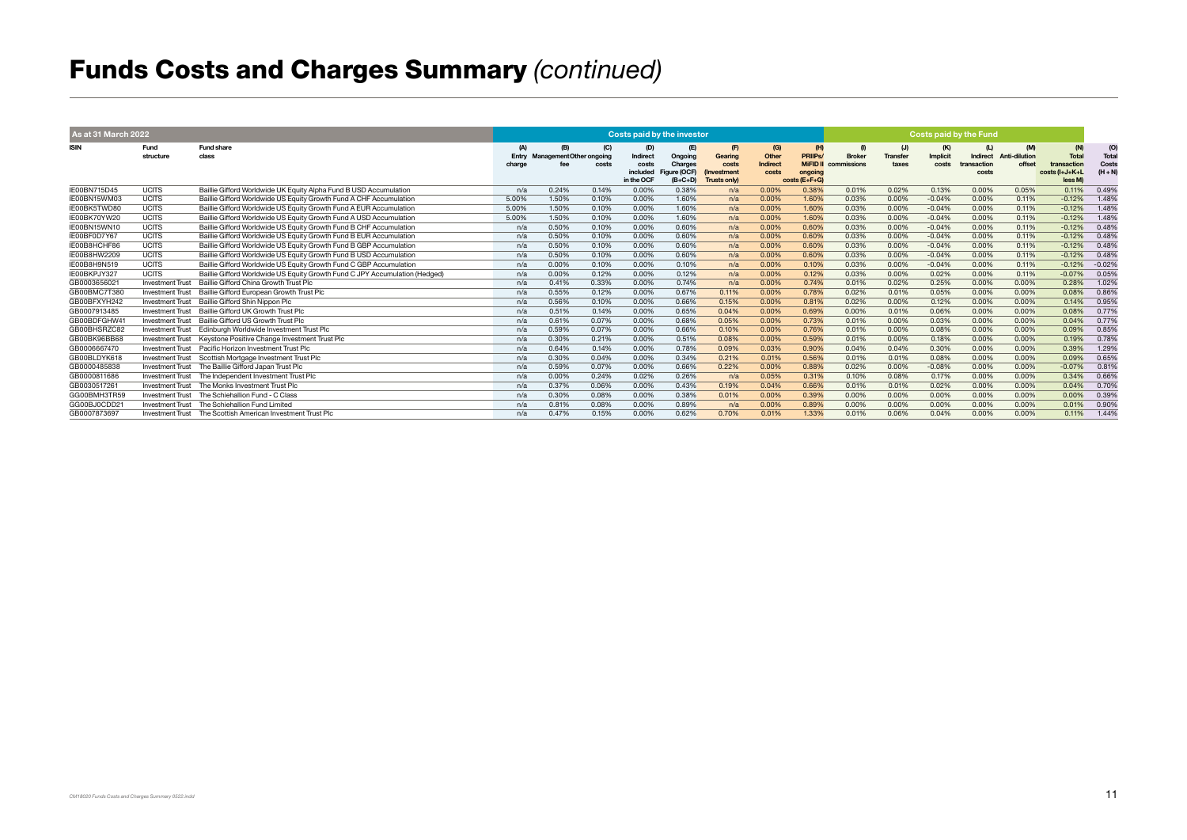# Funds Costs and Charges Summary *(continued)*

| As at 31 March 2022 | | | Costs paid by the investor | | | | | | | | Costs paid by the Fund | | | | | | |
|---|---|---|---|---|---|---|---|---|---|---|---|---|---|---|---|---|---|
| ISIN | Fund structure | Fund share class | (A) Entry charge | (B) Management fee | (C) Other ongoing costs | (D) Indirect costs included in the OCF | (E) Ongoing Charges Figure (OCF) (B+C+D) | (F) Gearing costs (Investment Trusts only) | (G) Other Indirect costs | (H) PRIIPs/ MiFID II ongoing costs (E+F+G) | (I) Broker commissions | (J) Transfer taxes | (K) Implicit costs | (L) Indirect transaction costs | (M) Anti-dilution offset | (N) Total transaction costs (I+J+K+L less M) | (O) Total Costs (H + N) |
| IE00BN715D45 | UCITS | Baillie Gifford Worldwide UK Equity Alpha Fund B USD Accumulation | n/a | 0.24% | 0.14% | 0.00% | 0.38% | n/a | 0.00% | 0.38% | 0.01% | 0.02% | 0.13% | 0.00% | 0.05% | 0.11% | 0.49% |
| IE00BN15WM03 | UCITS | Baillie Gifford Worldwide US Equity Growth Fund A CHF Accumulation | 5.00% | 1.50% | 0.10% | 0.00% | 1.60% | n/a | 0.00% | 1.60% | 0.03% | 0.00% | -0.04% | 0.00% | 0.11% | -0.12% | 1.48% |
| IE00BK5TWD80 | UCITS | Baillie Gifford Worldwide US Equity Growth Fund A EUR Accumulation | 5.00% | 1.50% | 0.10% | 0.00% | 1.60% | n/a | 0.00% | 1.60% | 0.03% | 0.00% | -0.04% | 0.00% | 0.11% | -0.12% | 1.48% |
| IE00BK70YW20 | UCITS | Baillie Gifford Worldwide US Equity Growth Fund A USD Accumulation | 5.00% | 1.50% | 0.10% | 0.00% | 1.60% | n/a | 0.00% | 1.60% | 0.03% | 0.00% | -0.04% | 0.00% | 0.11% | -0.12% | 1.48% |
| IE00BN15WN10 | UCITS | Baillie Gifford Worldwide US Equity Growth Fund B CHF Accumulation | n/a | 0.50% | 0.10% | 0.00% | 0.60% | n/a | 0.00% | 0.60% | 0.03% | 0.00% | -0.04% | 0.00% | 0.11% | -0.12% | 0.48% |
| IE00BF0D7Y67 | UCITS | Baillie Gifford Worldwide US Equity Growth Fund B EUR Accumulation | n/a | 0.50% | 0.10% | 0.00% | 0.60% | n/a | 0.00% | 0.60% | 0.03% | 0.00% | -0.04% | 0.00% | 0.11% | -0.12% | 0.48% |
| IE00B8HCHF86 | UCITS | Baillie Gifford Worldwide US Equity Growth Fund B GBP Accumulation | n/a | 0.50% | 0.10% | 0.00% | 0.60% | n/a | 0.00% | 0.60% | 0.03% | 0.00% | -0.04% | 0.00% | 0.11% | -0.12% | 0.48% |
| IE00B8HW2209 | UCITS | Baillie Gifford Worldwide US Equity Growth Fund B USD Accumulation | n/a | 0.50% | 0.10% | 0.00% | 0.60% | n/a | 0.00% | 0.60% | 0.03% | 0.00% | -0.04% | 0.00% | 0.11% | -0.12% | 0.48% |
| IE00B8H9N519 | UCITS | Baillie Gifford Worldwide US Equity Growth Fund C GBP Accumulation | n/a | 0.00% | 0.10% | 0.00% | 0.10% | n/a | 0.00% | 0.10% | 0.03% | 0.00% | -0.04% | 0.00% | 0.11% | -0.12% | -0.02% |
| IE00BKPJY327 | UCITS | Baillie Gifford Worldwide US Equity Growth Fund C JPY Accumulation (Hedged) | n/a | 0.00% | 0.12% | 0.00% | 0.12% | n/a | 0.00% | 0.12% | 0.03% | 0.00% | 0.02% | 0.00% | 0.11% | -0.07% | 0.05% |
| GB0003656021 | Investment Trust | Baillie Gifford China Growth Trust Plc | n/a | 0.41% | 0.33% | 0.00% | 0.74% | n/a | 0.00% | 0.74% | 0.01% | 0.02% | 0.25% | 0.00% | 0.00% | 0.28% | 1.02% |
| GB00BMC7T380 | Investment Trust | Baillie Gifford European Growth Trust Plc | n/a | 0.55% | 0.12% | 0.00% | 0.67% | 0.11% | 0.00% | 0.78% | 0.02% | 0.01% | 0.05% | 0.00% | 0.00% | 0.08% | 0.86% |
| GB00BFXYH242 | Investment Trust | Baillie Gifford Shin Nippon Plc | n/a | 0.56% | 0.10% | 0.00% | 0.66% | 0.15% | 0.00% | 0.81% | 0.02% | 0.00% | 0.12% | 0.00% | 0.00% | 0.14% | 0.95% |
| GB0007913485 | Investment Trust | Baillie Gifford UK Growth Trust Plc | n/a | 0.51% | 0.14% | 0.00% | 0.65% | 0.04% | 0.00% | 0.69% | 0.00% | 0.01% | 0.06% | 0.00% | 0.00% | 0.08% | 0.77% |
| GB00BDFGHW41 | Investment Trust | Baillie Gifford US Growth Trust Plc | n/a | 0.61% | 0.07% | 0.00% | 0.68% | 0.05% | 0.00% | 0.73% | 0.01% | 0.00% | 0.03% | 0.00% | 0.00% | 0.04% | 0.77% |
| GB00BHSRZC82 | Investment Trust | Edinburgh Worldwide Investment Trust Plc | n/a | 0.59% | 0.07% | 0.00% | 0.66% | 0.10% | 0.00% | 0.76% | 0.01% | 0.00% | 0.08% | 0.00% | 0.00% | 0.09% | 0.85% |
| GB00BK96BB68 | Investment Trust | Keystone Positive Change Investment Trust Plc | n/a | 0.30% | 0.21% | 0.00% | 0.51% | 0.08% | 0.00% | 0.59% | 0.01% | 0.00% | 0.18% | 0.00% | 0.00% | 0.19% | 0.78% |
| GB0006667470 | Investment Trust | Pacific Horizon Investment Trust Plc | n/a | 0.64% | 0.14% | 0.00% | 0.78% | 0.09% | 0.03% | 0.90% | 0.04% | 0.04% | 0.30% | 0.00% | 0.00% | 0.39% | 1.29% |
| GB00BLDYK618 | Investment Trust | Scottish Mortgage Investment Trust Plc | n/a | 0.30% | 0.04% | 0.00% | 0.34% | 0.21% | 0.01% | 0.56% | 0.01% | 0.01% | 0.08% | 0.00% | 0.00% | 0.09% | 0.65% |
| GB0000485838 | Investment Trust | The Baillie Gifford Japan Trust Plc | n/a | 0.59% | 0.07% | 0.00% | 0.66% | 0.22% | 0.00% | 0.88% | 0.02% | 0.00% | -0.08% | 0.00% | 0.00% | -0.07% | 0.81% |
| GB0000811686 | Investment Trust | The Independent Investment Trust Plc | n/a | 0.00% | 0.24% | 0.02% | 0.26% | n/a | 0.05% | 0.31% | 0.10% | 0.08% | 0.17% | 0.00% | 0.00% | 0.34% | 0.66% |
| GB0030517261 | Investment Trust | The Monks Investment Trust Plc | n/a | 0.37% | 0.06% | 0.00% | 0.43% | 0.19% | 0.04% | 0.66% | 0.01% | 0.01% | 0.02% | 0.00% | 0.00% | 0.04% | 0.70% |
| GG00BMH3TR59 | Investment Trust | The Schiehallion Fund - C Class | n/a | 0.30% | 0.08% | 0.00% | 0.38% | 0.01% | 0.00% | 0.39% | 0.00% | 0.00% | 0.00% | 0.00% | 0.00% | 0.00% | 0.39% |
| GG00BJ0CDD21 | Investment Trust | The Schiehallion Fund Limited | n/a | 0.81% | 0.08% | 0.00% | 0.89% | n/a | 0.00% | 0.89% | 0.00% | 0.00% | 0.00% | 0.00% | 0.00% | 0.01% | 0.90% |
| GB0007873697 | Investment Trust | The Scottish American Investment Trust Plc | n/a | 0.47% | 0.15% | 0.00% | 0.62% | 0.70% | 0.01% | 1.33% | 0.01% | 0.06% | 0.04% | 0.00% | 0.00% | 0.11% | 1.44% |